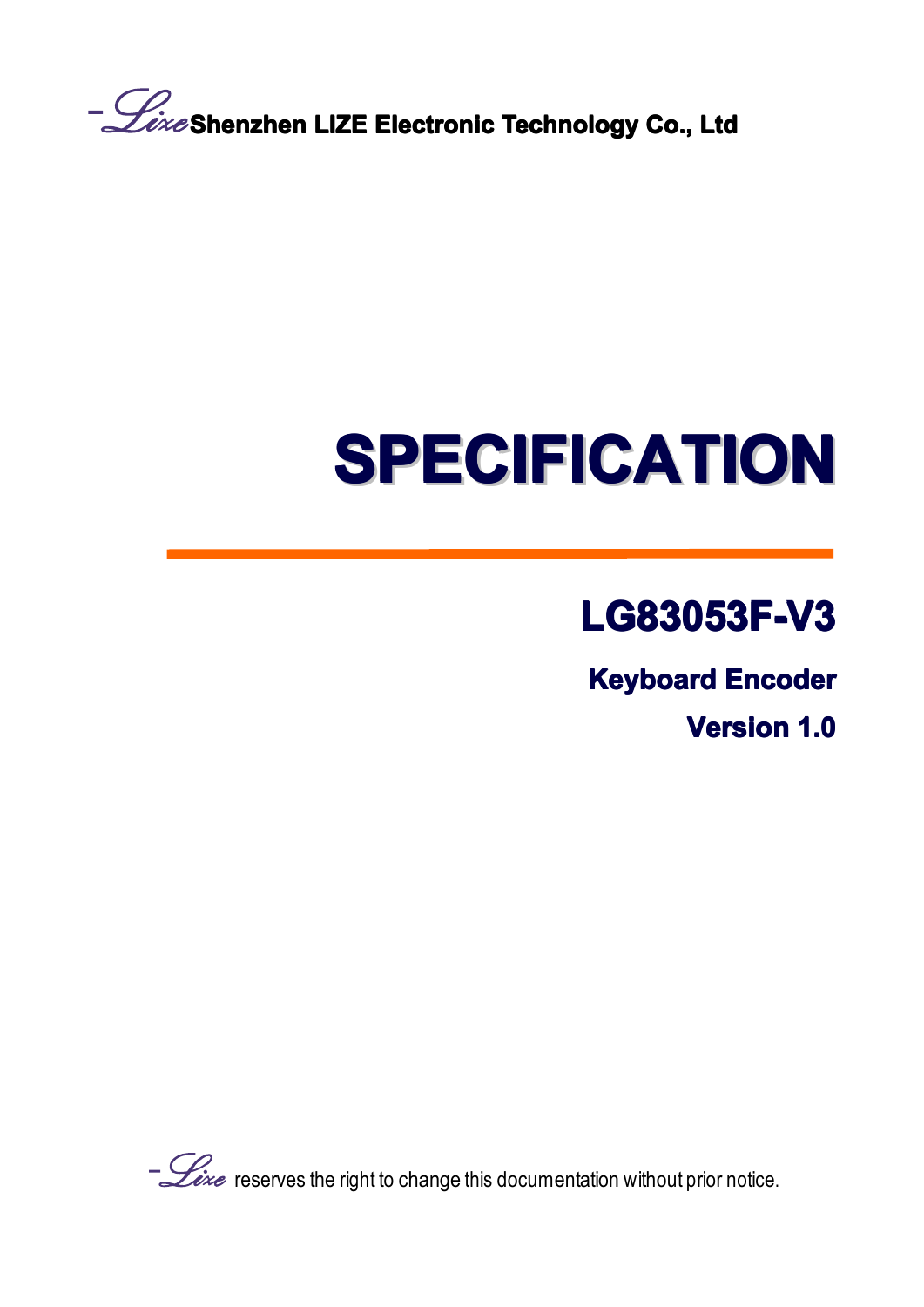Lize Shenzhen LIZE Electronic Technology Co., Ltd

# SPECIFICATION

## LG83053F-V3

### Keyboard Encoder

### Version 1.0

Lize reserves the right to change this documentation without prior notice.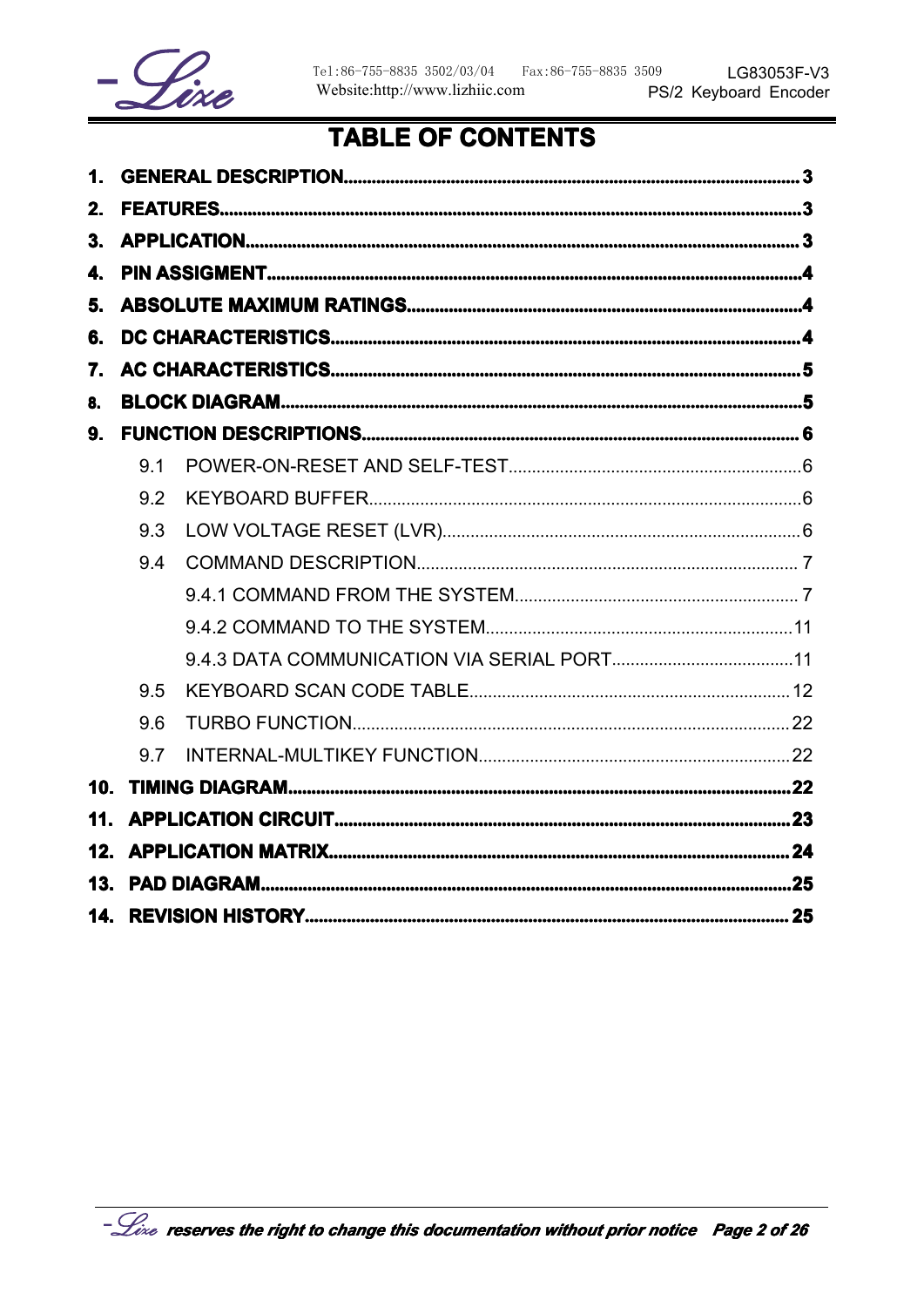# TABLE OF CONTENTS

1. **GENERAL DESCRIPTION** ........ 3
2. **FEATURES** ........ 3
3. **APPLICATION** ........ 3
4. **PIN ASSIGMENT** ........ 4
5. **ABSOLUTE MAXIMUM RATINGS** ........ 4
6. **DC CHARACTERISTICS** ........ 4
7. **AC CHARACTERISTICS** ........ 5
8. **BLOCK DIAGRAM** ........ 5
9. **FUNCTION DESCRIPTIONS** ........ 6
   - 9.1 POWER-ON-RESET AND SELF-TEST ........ 6
   - 9.2 KEYBOARD BUFFER ........ 6
   - 9.3 LOW VOLTAGE RESET (LVR) ........ 6
   - 9.4 COMMAND DESCRIPTION ........ 7
     - 9.4.1 COMMAND FROM THE SYSTEM ........ 7
     - 9.4.2 COMMAND TO THE SYSTEM ........ 11
     - 9.4.3 DATA COMMUNICATION VIA SERIAL PORT ........ 11
   - 9.5 KEYBOARD SCAN CODE TABLE ........ 12
   - 9.6 TURBO FUNCTION ........ 22
   - 9.7 INTERNAL-MULTIKEY FUNCTION ........ 22
10. **TIMING DIAGRAM** ........ 22
11. **APPLICATION CIRCUIT** ........ 23
12. **APPLICATION MATRIX** ........ 24
13. **PAD DIAGRAM** ........ 25
14. **REVISION HISTORY** ........ 25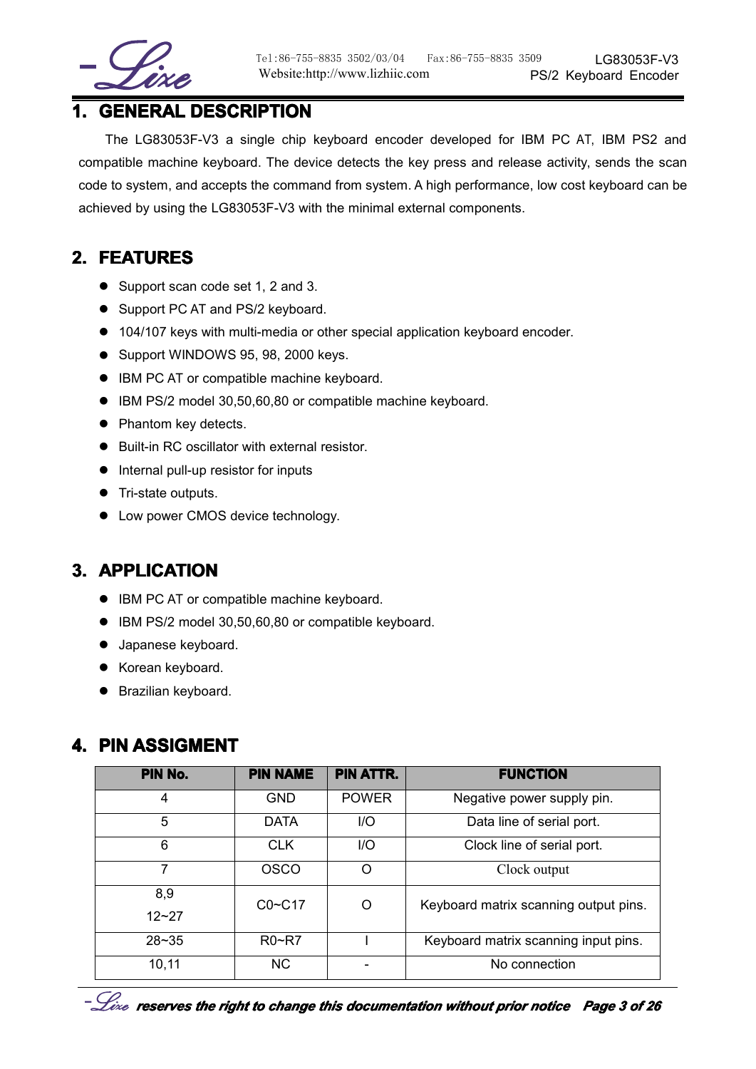## 1. GENERAL DESCRIPTION

The LG83053F-V3 a single chip keyboard encoder developed for IBM PC AT, IBM PS2 and compatible machine keyboard. The device detects the key press and release activity, sends the scan code to system, and accepts the command from system. A high performance, low cost keyboard can be achieved by using the LG83053F-V3 with the minimal external components.

## 2. FEATURES

- Support scan code set 1, 2 and 3.
- Support PC AT and PS/2 keyboard.
- 104/107 keys with multi-media or other special application keyboard encoder.
- Support WINDOWS 95, 98, 2000 keys.
- IBM PC AT or compatible machine keyboard.
- IBM PS/2 model 30,50,60,80 or compatible machine keyboard.
- Phantom key detects.
- Built-in RC oscillator with external resistor.
- Internal pull-up resistor for inputs
- Tri-state outputs.
- Low power CMOS device technology.

## 3. APPLICATION

- IBM PC AT or compatible machine keyboard.
- IBM PS/2 model 30,50,60,80 or compatible keyboard.
- Japanese keyboard.
- Korean keyboard.
- Brazilian keyboard.

## 4. PIN ASSIGMENT

| PIN No. | PIN NAME | PIN ATTR. | FUNCTION |
|---|---|---|---|
| 4 | GND | POWER | Negative power supply pin. |
| 5 | DATA | I/O | Data line of serial port. |
| 6 | CLK | I/O | Clock line of serial port. |
| 7 | OSCO | O | Clock output |
| 8,9<br>12~27 | C0~C17 | O | Keyboard matrix scanning output pins. |
| 28~35 | R0~R7 | I | Keyboard matrix scanning input pins. |
| 10,11 | NC | - | No connection |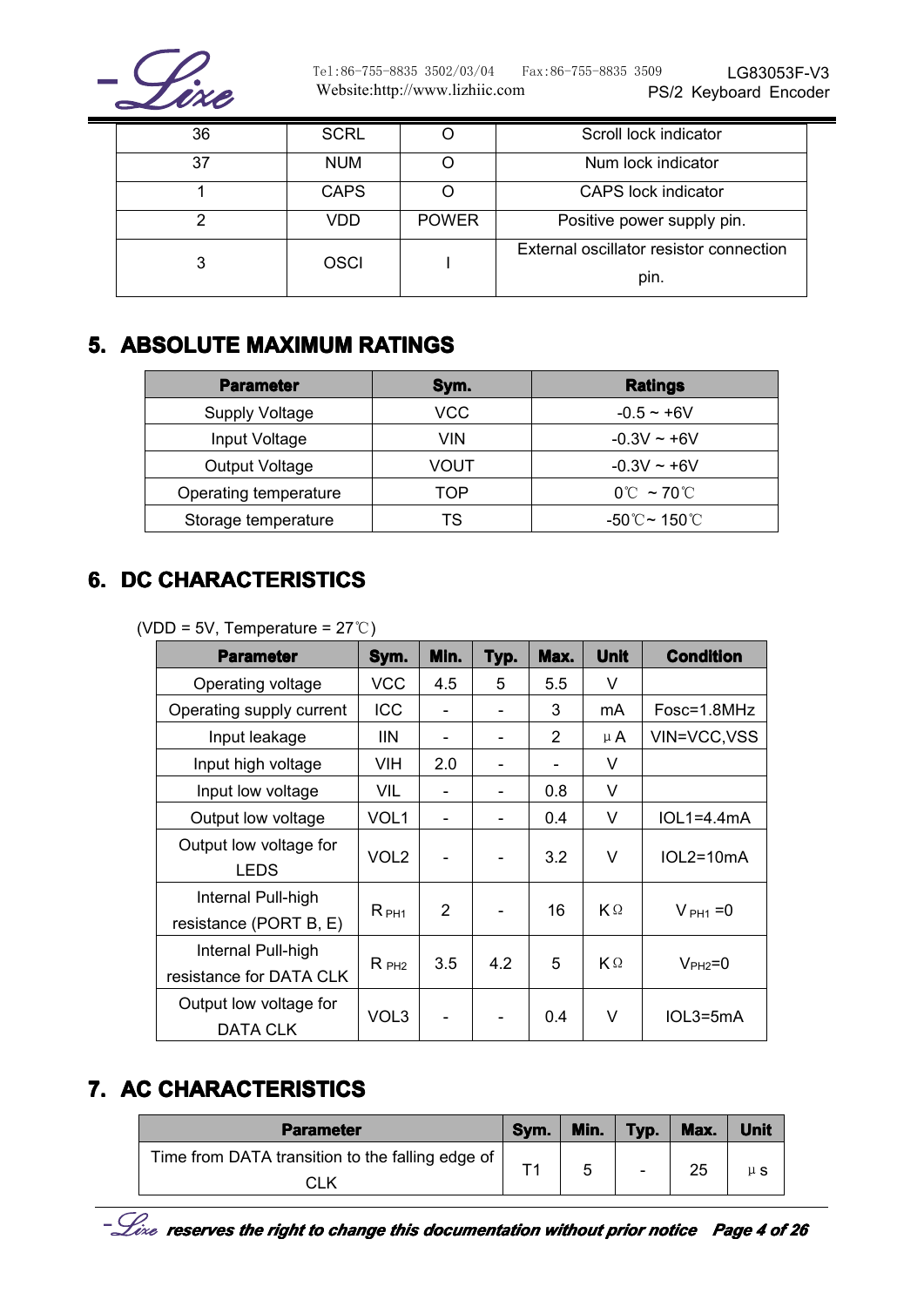| 36 | SCRL | O | Scroll lock indicator |
|---|---|---|---|
| 37 | NUM | O | Num lock indicator |
| 1 | CAPS | O | CAPS lock indicator |
| 2 | VDD | POWER | Positive power supply pin. |
| 3 | OSCI | I | External oscillator resistor connection pin. |

## 5. ABSOLUTE MAXIMUM RATINGS

| Parameter | Sym. | Ratings |
|---|---|---|
| Supply Voltage | VCC | -0.5 ~ +6V |
| Input Voltage | VIN | -0.3V ~ +6V |
| Output Voltage | VOUT | -0.3V ~ +6V |
| Operating temperature | TOP | 0℃ ~ 70℃ |
| Storage temperature | TS | -50℃~ 150℃ |

## 6. DC CHARACTERISTICS

(VDD = 5V, Temperature = 27℃)

| Parameter | Sym. | Min. | Typ. | Max. | Unit | Condition |
|---|---|---|---|---|---|---|
| Operating voltage | VCC | 4.5 | 5 | 5.5 | V | |
| Operating supply current | ICC | - | - | 3 | mA | Fosc=1.8MHz |
| Input leakage | IIN | - | - | 2 | μA | VIN=VCC,VSS |
| Input high voltage | VIH | 2.0 | - | - | V | |
| Input low voltage | VIL | - | - | 0.8 | V | |
| Output low voltage | VOL1 | - | - | 0.4 | V | IOL1=4.4mA |
| Output low voltage for LEDS | VOL2 | - | - | 3.2 | V | IOL2=10mA |
| Internal Pull-high resistance (PORT B, E) | $R_{PH1}$ | 2 | - | 16 | KΩ | $V_{PH1}=0$ |
| Internal Pull-high resistance for DATA CLK | $R_{PH2}$ | 3.5 | 4.2 | 5 | KΩ | $V_{PH2}=0$ |
| Output low voltage for DATA CLK | VOL3 | - | - | 0.4 | V | IOL3=5mA |

## 7. AC CHARACTERISTICS

| Parameter | Sym. | Min. | Typ. | Max. | Unit |
|---|---|---|---|---|---|
| Time from DATA transition to the falling edge of CLK | T1 | 5 | - | 25 | μs |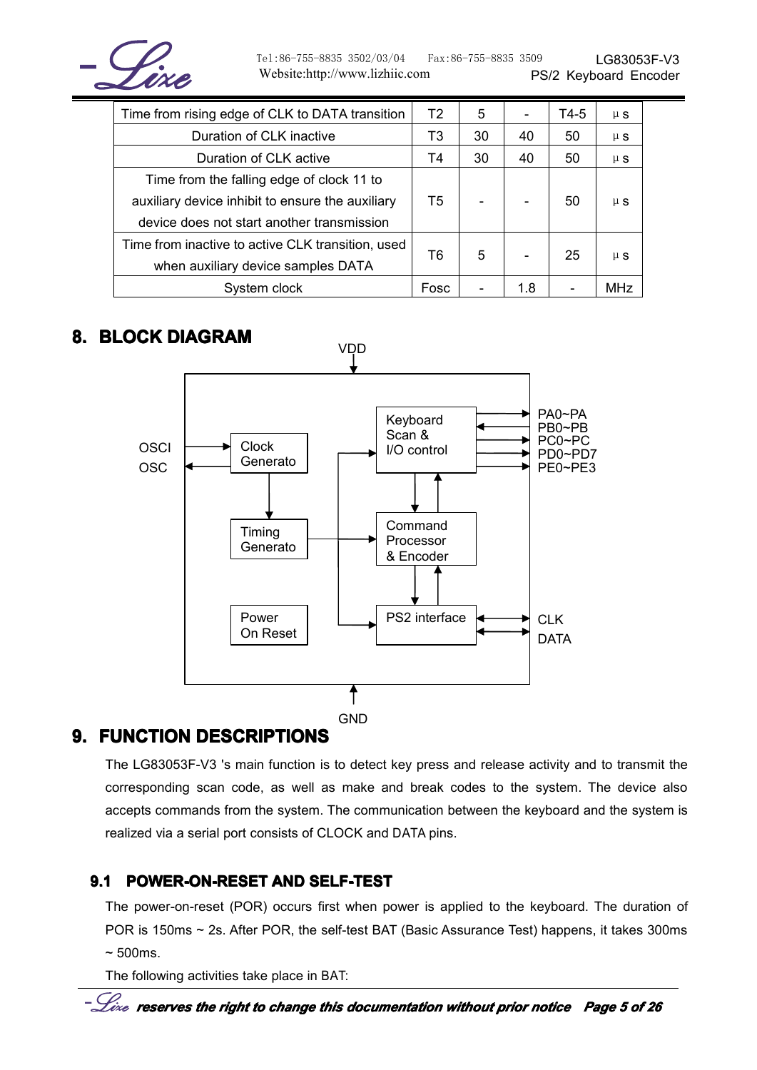| Time from rising edge of CLK to DATA transition | T2 | 5 | - | T4-5 | μs |
|---|---|---|---|---|---|
| Duration of CLK inactive | T3 | 30 | 40 | 50 | μs |
| Duration of CLK active | T4 | 30 | 40 | 50 | μs |
| Time from the falling edge of clock 11 to auxiliary device inhibit to ensure the auxiliary device does not start another transmission | T5 | - | - | 50 | μs |
| Time from inactive to active CLK transition, used when auxiliary device samples DATA | T6 | 5 | - | 25 | μs |
| System clock | Fosc | - | 1.8 | - | MHz |

## 8. BLOCK DIAGRAM

VDD

OSCI
OSC

Clock Generato

Timing Generato

Power On Reset

Keyboard Scan & I/O control

Command Processor & Encoder

PS2 interface

PA0~PA
PB0~PB
PC0~PC
PD0~PD7
PE0~PE3

CLK
DATA

GND

## 9. FUNCTION DESCRIPTIONS

The LG83053F-V3 's main function is to detect key press and release activity and to transmit the corresponding scan code, as well as make and break codes to the system. The device also accepts commands from the system. The communication between the keyboard and the system is realized via a serial port consists of CLOCK and DATA pins.

### 9.1 POWER-ON-RESET AND SELF-TEST

The power-on-reset (POR) occurs first when power is applied to the keyboard. The duration of POR is 150ms ~ 2s. After POR, the self-test BAT (Basic Assurance Test) happens, it takes 300ms ~ 500ms.

The following activities take place in BAT: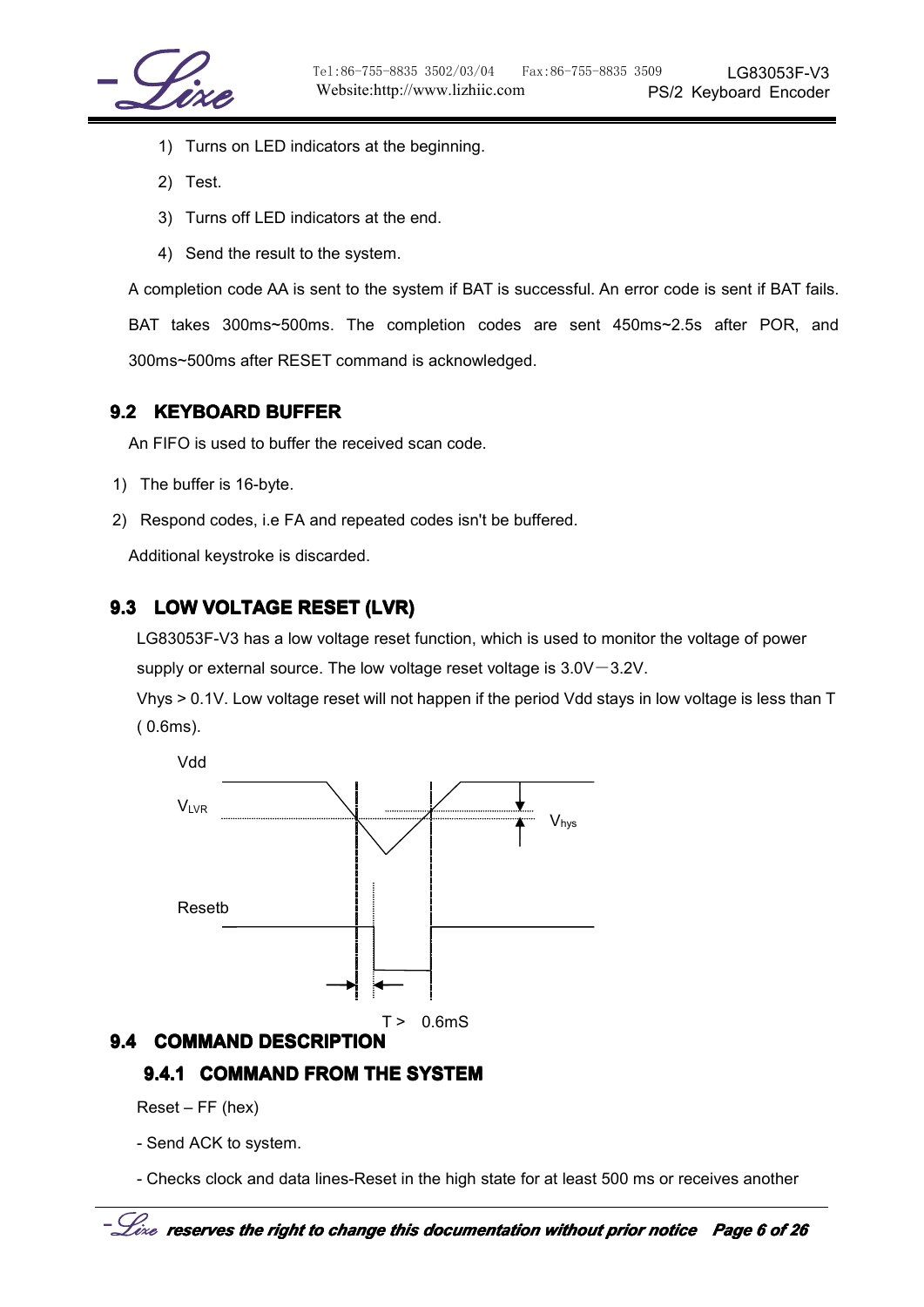1) Turns on LED indicators at the beginning.

2) Test.

3) Turns off LED indicators at the end.

4) Send the result to the system.

A completion code AA is sent to the system if BAT is successful. An error code is sent if BAT fails. BAT takes 300ms~500ms. The completion codes are sent 450ms~2.5s after POR, and 300ms~500ms after RESET command is acknowledged.

## 9.2 KEYBOARD BUFFER

An FIFO is used to buffer the received scan code.

1) The buffer is 16-byte.

2) Respond codes, i.e FA and repeated codes isn't be buffered.

Additional keystroke is discarded.

## 9.3 LOW VOLTAGE RESET (LVR)

LG83053F-V3 has a low voltage reset function, which is used to monitor the voltage of power supply or external source. The low voltage reset voltage is 3.0V－3.2V.

Vhys > 0.1V. Low voltage reset will not happen if the period Vdd stays in low voltage is less than T ( 0.6ms).

Vdd

$V_{LVR}$

$V_{hys}$

Resetb

T > 0.6mS

## 9.4 COMMAND DESCRIPTION

### 9.4.1 COMMAND FROM THE SYSTEM

Reset – FF (hex)

- Send ACK to system.

- Checks clock and data lines-Reset in the high state for at least 500 ms or receives another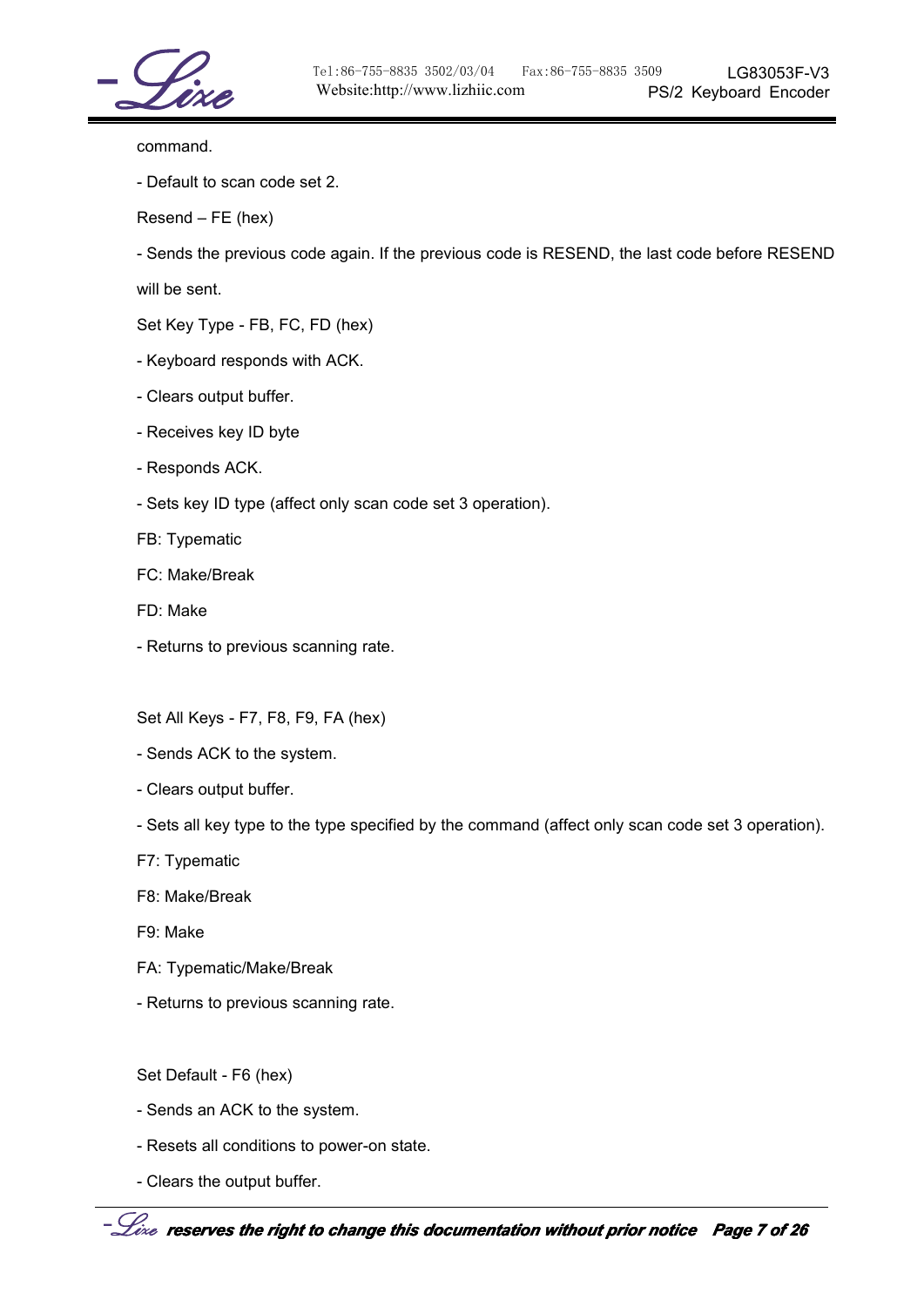command.

- Default to scan code set 2.

Resend – FE (hex)

- Sends the previous code again. If the previous code is RESEND, the last code before RESEND will be sent.

Set Key Type - FB, FC, FD (hex)

- Keyboard responds with ACK.

- Clears output buffer.

- Receives key ID byte

- Responds ACK.

- Sets key ID type (affect only scan code set 3 operation).

FB: Typematic

FC: Make/Break

FD: Make

- Returns to previous scanning rate.

Set All Keys - F7, F8, F9, FA (hex)

- Sends ACK to the system.

- Clears output buffer.

- Sets all key type to the type specified by the command (affect only scan code set 3 operation).

F7: Typematic

F8: Make/Break

F9: Make

FA: Typematic/Make/Break

- Returns to previous scanning rate.

Set Default - F6 (hex)

- Sends an ACK to the system.

- Resets all conditions to power-on state.

- Clears the output buffer.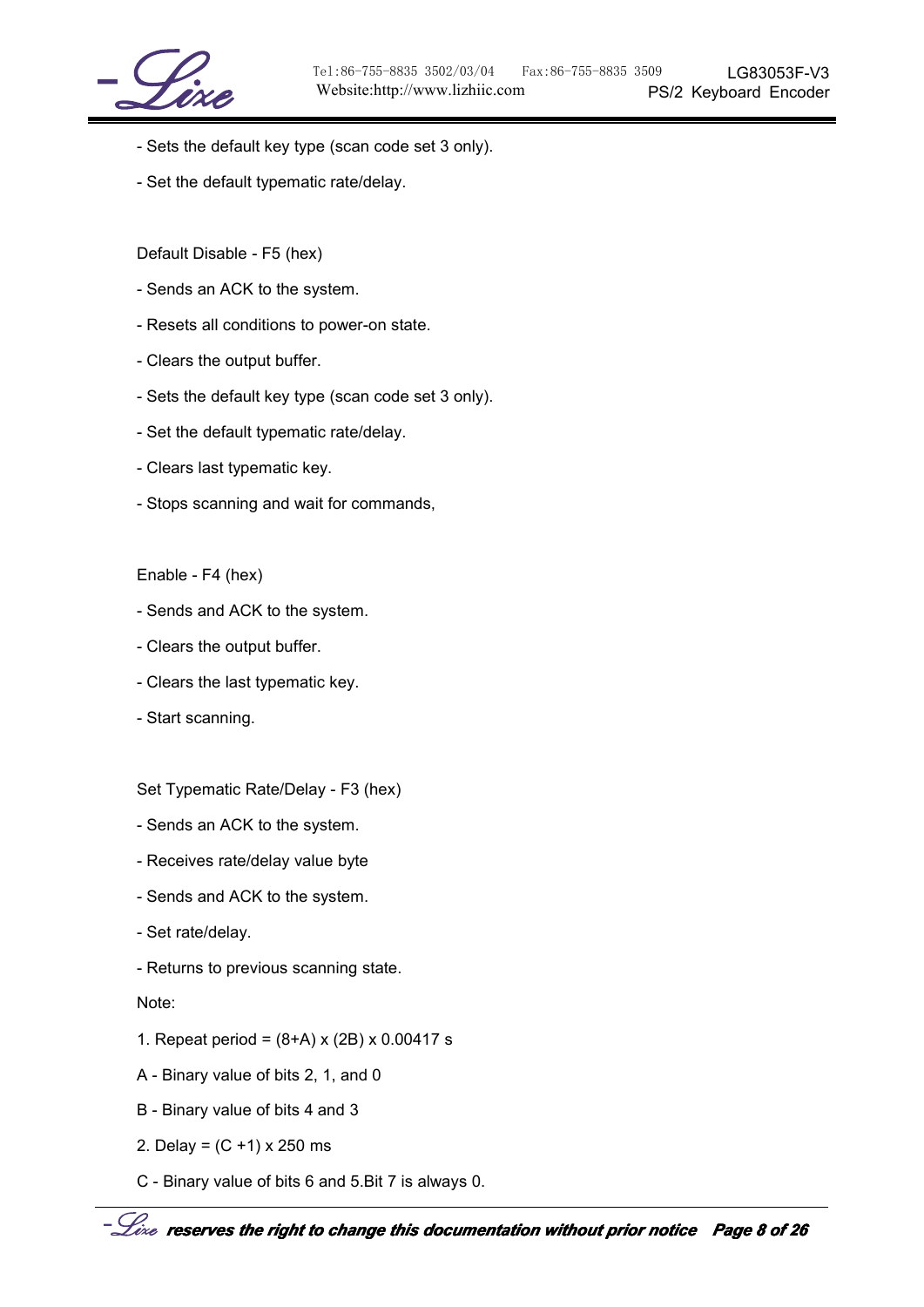- Sets the default key type (scan code set 3 only).

- Set the default typematic rate/delay.

Default Disable - F5 (hex)

- Sends an ACK to the system.

- Resets all conditions to power-on state.

- Clears the output buffer.

- Sets the default key type (scan code set 3 only).

- Set the default typematic rate/delay.

- Clears last typematic key.

- Stops scanning and wait for commands,

Enable - F4 (hex)

- Sends and ACK to the system.

- Clears the output buffer.

- Clears the last typematic key.

- Start scanning.

Set Typematic Rate/Delay - F3 (hex)

- Sends an ACK to the system.

- Receives rate/delay value byte

- Sends and ACK to the system.

- Set rate/delay.

- Returns to previous scanning state.

Note:

1. Repeat period = (8+A) x (2B) x 0.00417 s

A - Binary value of bits 2, 1, and 0

B - Binary value of bits 4 and 3

2. Delay = (C +1) x 250 ms

C - Binary value of bits 6 and 5.Bit 7 is always 0.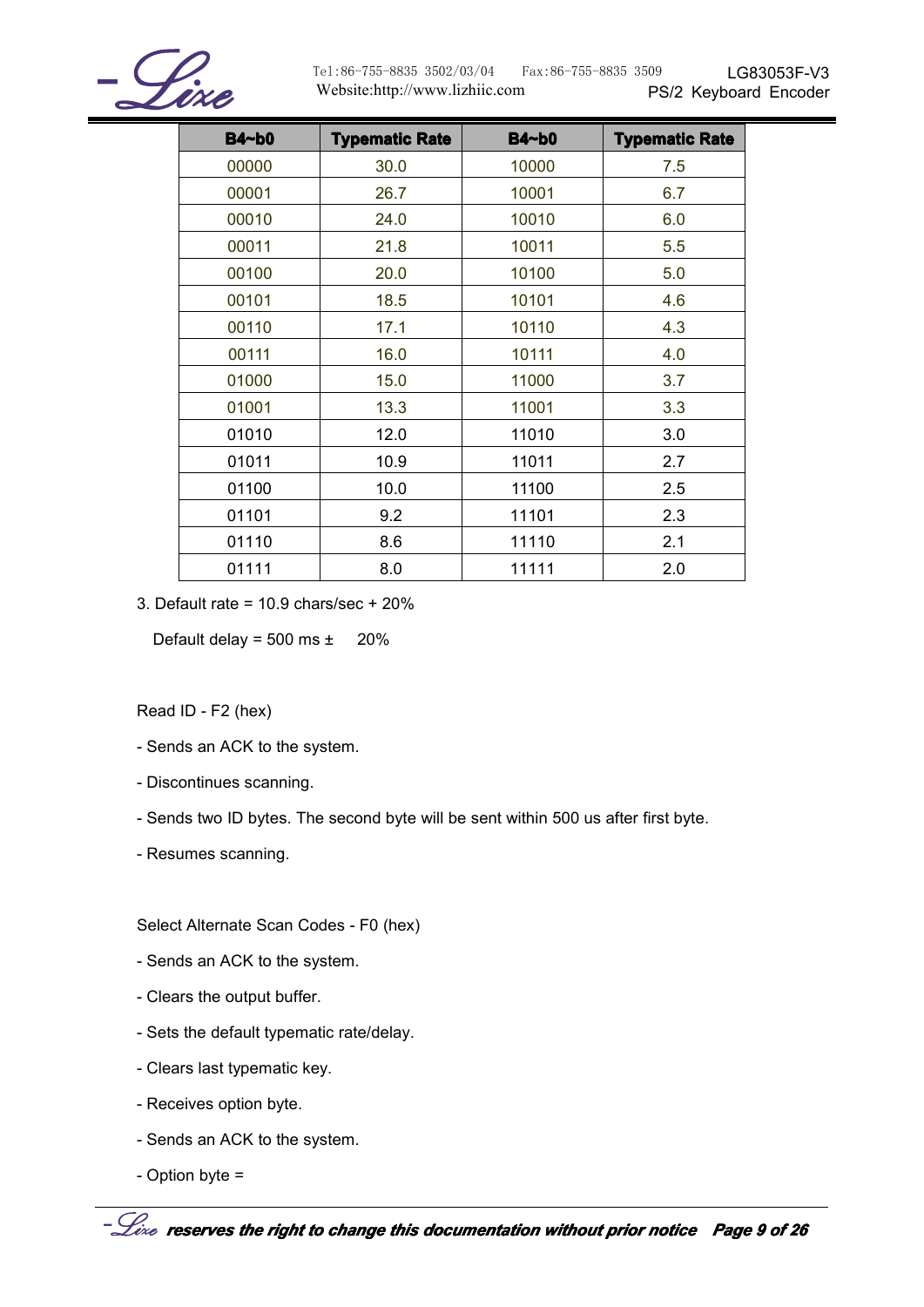| B4~b0 | Typematic Rate | B4~b0 | Typematic Rate |
|---|---|---|---|
| 00000 | 30.0 | 10000 | 7.5 |
| 00001 | 26.7 | 10001 | 6.7 |
| 00010 | 24.0 | 10010 | 6.0 |
| 00011 | 21.8 | 10011 | 5.5 |
| 00100 | 20.0 | 10100 | 5.0 |
| 00101 | 18.5 | 10101 | 4.6 |
| 00110 | 17.1 | 10110 | 4.3 |
| 00111 | 16.0 | 10111 | 4.0 |
| 01000 | 15.0 | 11000 | 3.7 |
| 01001 | 13.3 | 11001 | 3.3 |
| 01010 | 12.0 | 11010 | 3.0 |
| 01011 | 10.9 | 11011 | 2.7 |
| 01100 | 10.0 | 11100 | 2.5 |
| 01101 | 9.2 | 11101 | 2.3 |
| 01110 | 8.6 | 11110 | 2.1 |
| 01111 | 8.0 | 11111 | 2.0 |

3. Default rate = 10.9 chars/sec + 20%

   Default delay = 500 ms ± 20%

Read ID - F2 (hex)

- Sends an ACK to the system.
- Discontinues scanning.
- Sends two ID bytes. The second byte will be sent within 500 us after first byte.
- Resumes scanning.

Select Alternate Scan Codes - F0 (hex)

- Sends an ACK to the system.
- Clears the output buffer.
- Sets the default typematic rate/delay.
- Clears last typematic key.
- Receives option byte.
- Sends an ACK to the system.
- Option byte =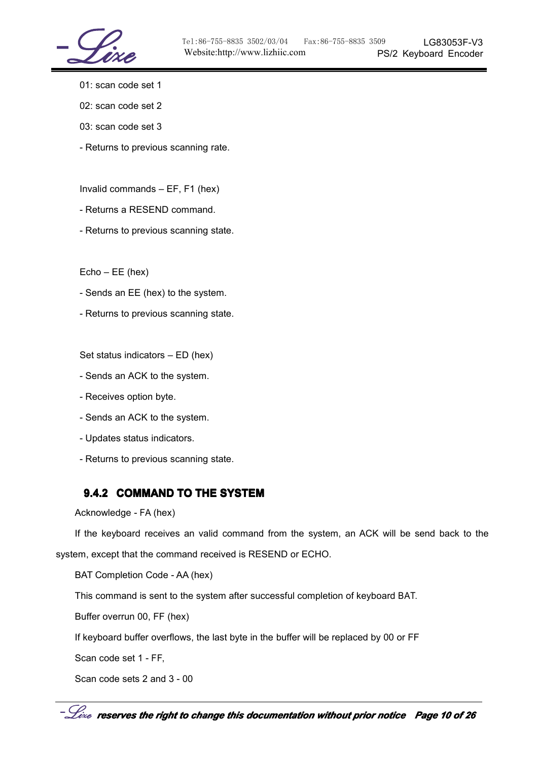01: scan code set 1

02: scan code set 2

03: scan code set 3

- Returns to previous scanning rate.

Invalid commands – EF, F1 (hex)

- Returns a RESEND command.

- Returns to previous scanning state.

Echo – EE (hex)

- Sends an EE (hex) to the system.

- Returns to previous scanning state.

Set status indicators – ED (hex)

- Sends an ACK to the system.

- Receives option byte.

- Sends an ACK to the system.

- Updates status indicators.

- Returns to previous scanning state.

### 9.4.2 COMMAND TO THE SYSTEM

Acknowledge - FA (hex)

If the keyboard receives an valid command from the system, an ACK will be send back to the system, except that the command received is RESEND or ECHO.

BAT Completion Code - AA (hex)

This command is sent to the system after successful completion of keyboard BAT.

Buffer overrun 00, FF (hex)

If keyboard buffer overflows, the last byte in the buffer will be replaced by 00 or FF

Scan code set 1 - FF,

Scan code sets 2 and 3 - 00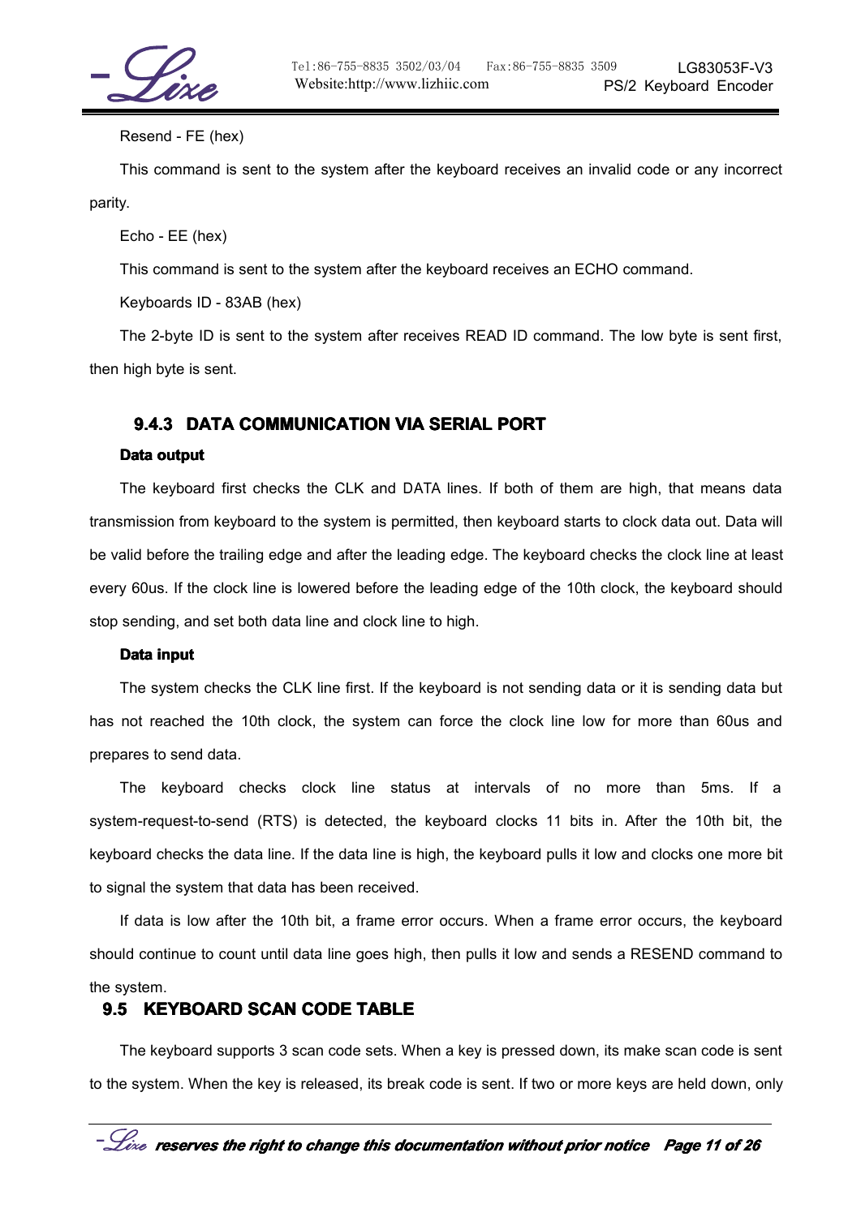Resend - FE (hex)

This command is sent to the system after the keyboard receives an invalid code or any incorrect parity.

Echo - EE (hex)

This command is sent to the system after the keyboard receives an ECHO command.

Keyboards ID - 83AB (hex)

The 2-byte ID is sent to the system after receives READ ID command. The low byte is sent first, then high byte is sent.

### 9.4.3 DATA COMMUNICATION VIA SERIAL PORT

**Data output**

The keyboard first checks the CLK and DATA lines. If both of them are high, that means data transmission from keyboard to the system is permitted, then keyboard starts to clock data out. Data will be valid before the trailing edge and after the leading edge. The keyboard checks the clock line at least every 60us. If the clock line is lowered before the leading edge of the 10th clock, the keyboard should stop sending, and set both data line and clock line to high.

**Data input**

The system checks the CLK line first. If the keyboard is not sending data or it is sending data but has not reached the 10th clock, the system can force the clock line low for more than 60us and prepares to send data.

The keyboard checks clock line status at intervals of no more than 5ms. If a system-request-to-send (RTS) is detected, the keyboard clocks 11 bits in. After the 10th bit, the keyboard checks the data line. If the data line is high, the keyboard pulls it low and clocks one more bit to signal the system that data has been received.

If data is low after the 10th bit, a frame error occurs. When a frame error occurs, the keyboard should continue to count until data line goes high, then pulls it low and sends a RESEND command to the system.

## 9.5 KEYBOARD SCAN CODE TABLE

The keyboard supports 3 scan code sets. When a key is pressed down, its make scan code is sent to the system. When the key is released, its break code is sent. If two or more keys are held down, only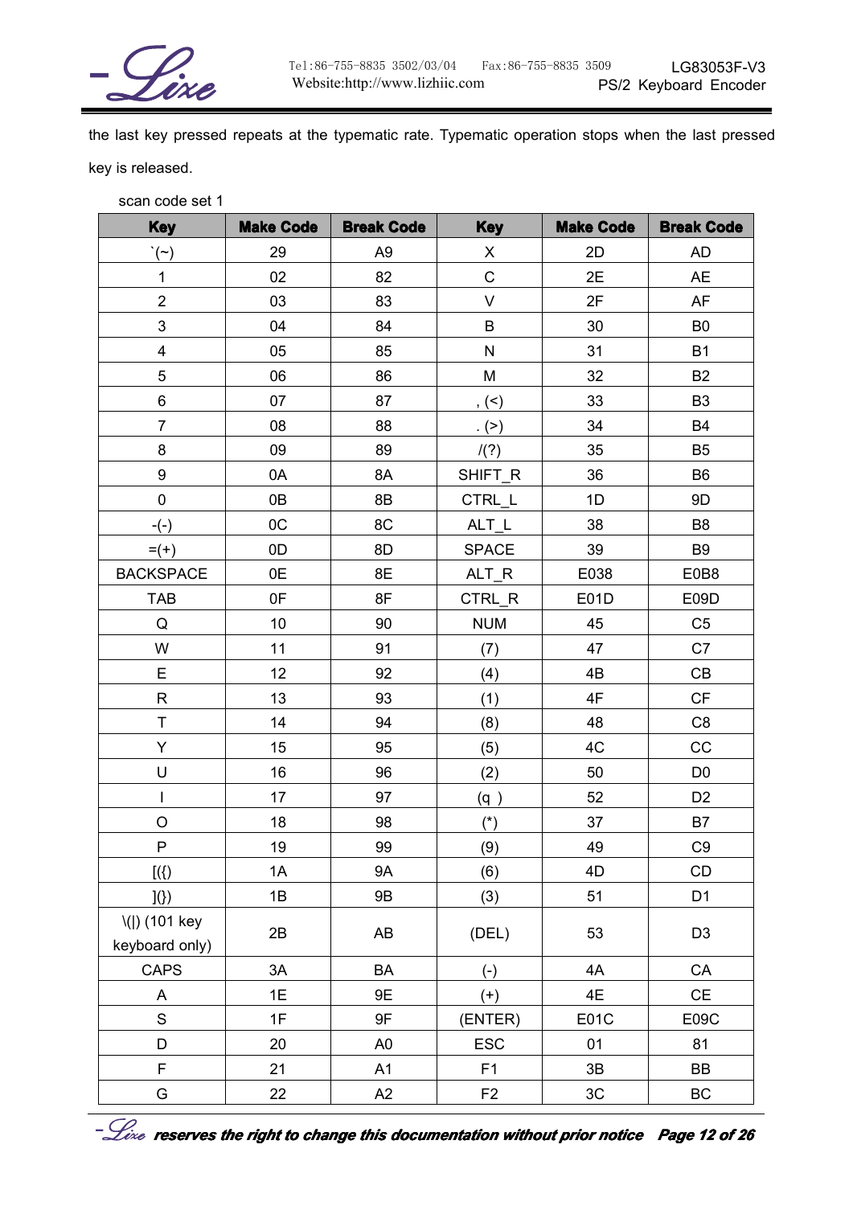the last key pressed repeats at the typematic rate. Typematic operation stops when the last pressed key is released.

scan code set 1

| Key | Make Code | Break Code | Key | Make Code | Break Code |
|---|---|---|---|---|---|
| `(~) | 29 | A9 | X | 2D | AD |
| 1 | 02 | 82 | C | 2E | AE |
| 2 | 03 | 83 | V | 2F | AF |
| 3 | 04 | 84 | B | 30 | B0 |
| 4 | 05 | 85 | N | 31 | B1 |
| 5 | 06 | 86 | M | 32 | B2 |
| 6 | 07 | 87 | , (<) | 33 | B3 |
| 7 | 08 | 88 | . (>) | 34 | B4 |
| 8 | 09 | 89 | /(?) | 35 | B5 |
| 9 | 0A | 8A | SHIFT_R | 36 | B6 |
| 0 | 0B | 8B | CTRL_L | 1D | 9D |
| -(-) | 0C | 8C | ALT_L | 38 | B8 |
| =(+) | 0D | 8D | SPACE | 39 | B9 |
| BACKSPACE | 0E | 8E | ALT_R | E038 | E0B8 |
| TAB | 0F | 8F | CTRL_R | E01D | E09D |
| Q | 10 | 90 | NUM | 45 | C5 |
| W | 11 | 91 | (7) | 47 | C7 |
| E | 12 | 92 | (4) | 4B | CB |
| R | 13 | 93 | (1) | 4F | CF |
| T | 14 | 94 | (8) | 48 | C8 |
| Y | 15 | 95 | (5) | 4C | CC |
| U | 16 | 96 | (2) | 50 | D0 |
| I | 17 | 97 | (q ) | 52 | D2 |
| O | 18 | 98 | (*) | 37 | B7 |
| P | 19 | 99 | (9) | 49 | C9 |
| [({) | 1A | 9A | (6) | 4D | CD |
| ](}) | 1B | 9B | (3) | 51 | D1 |
| \(\|) (101 key keyboard only) | 2B | AB | (DEL) | 53 | D3 |
| CAPS | 3A | BA | (-) | 4A | CA |
| A | 1E | 9E | (+) | 4E | CE |
| S | 1F | 9F | (ENTER) | E01C | E09C |
| D | 20 | A0 | ESC | 01 | 81 |
| F | 21 | A1 | F1 | 3B | BB |
| G | 22 | A2 | F2 | 3C | BC |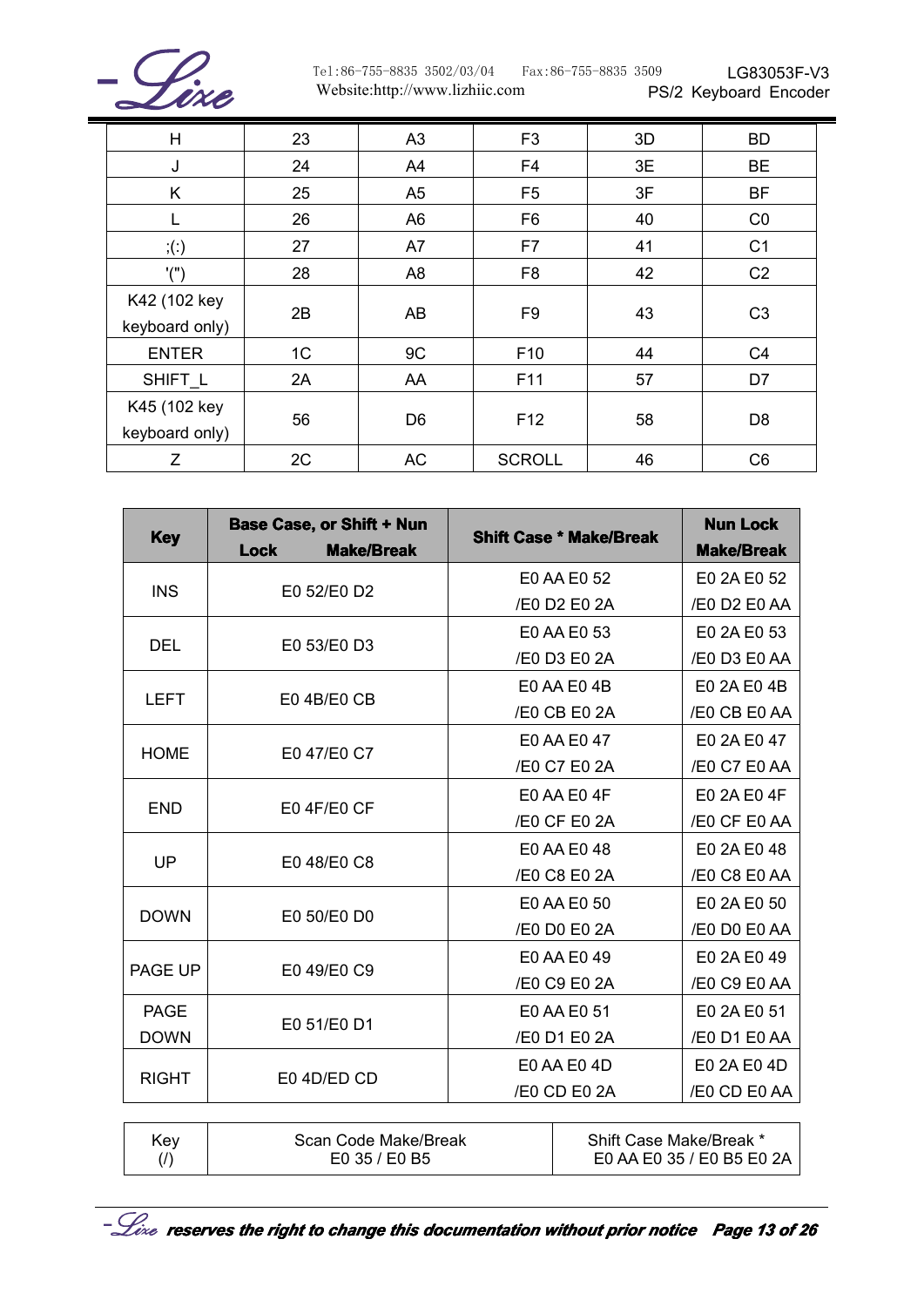| H | 23 | A3 | F3 | 3D | BD |
|---|---|---|---|---|---|
| J | 24 | A4 | F4 | 3E | BE |
| K | 25 | A5 | F5 | 3F | BF |
| L | 26 | A6 | F6 | 40 | C0 |
| ;(:) | 27 | A7 | F7 | 41 | C1 |
| '(") | 28 | A8 | F8 | 42 | C2 |
| K42 (102 key keyboard only) | 2B | AB | F9 | 43 | C3 |
| ENTER | 1C | 9C | F10 | 44 | C4 |
| SHIFT_L | 2A | AA | F11 | 57 | D7 |
| K45 (102 key keyboard only) | 56 | D6 | F12 | 58 | D8 |
| Z | 2C | AC | SCROLL | 46 | C6 |

| **Key** | **Base Case, or Shift + Nun Lock Make/Break** | **Shift Case * Make/Break** | **Nun Lock Make/Break** |
|---|---|---|---|
| INS | E0 52/E0 D2 | E0 AA E0 52 /E0 D2 E0 2A | E0 2A E0 52 /E0 D2 E0 AA |
| DEL | E0 53/E0 D3 | E0 AA E0 53 /E0 D3 E0 2A | E0 2A E0 53 /E0 D3 E0 AA |
| LEFT | E0 4B/E0 CB | E0 AA E0 4B /E0 CB E0 2A | E0 2A E0 4B /E0 CB E0 AA |
| HOME | E0 47/E0 C7 | E0 AA E0 47 /E0 C7 E0 2A | E0 2A E0 47 /E0 C7 E0 AA |
| END | E0 4F/E0 CF | E0 AA E0 4F /E0 CF E0 2A | E0 2A E0 4F /E0 CF E0 AA |
| UP | E0 48/E0 C8 | E0 AA E0 48 /E0 C8 E0 2A | E0 2A E0 48 /E0 C8 E0 AA |
| DOWN | E0 50/E0 D0 | E0 AA E0 50 /E0 D0 E0 2A | E0 2A E0 50 /E0 D0 E0 AA |
| PAGE UP | E0 49/E0 C9 | E0 AA E0 49 /E0 C9 E0 2A | E0 2A E0 49 /E0 C9 E0 AA |
| PAGE DOWN | E0 51/E0 D1 | E0 AA E0 51 /E0 D1 E0 2A | E0 2A E0 51 /E0 D1 E0 AA |
| RIGHT | E0 4D/ED CD | E0 AA E0 4D /E0 CD E0 2A | E0 2A E0 4D /E0 CD E0 AA |

| Key (/) | Scan Code Make/Break E0 35 / E0 B5 | Shift Case Make/Break * E0 AA E0 35 / E0 B5 E0 2A |
|---|---|---|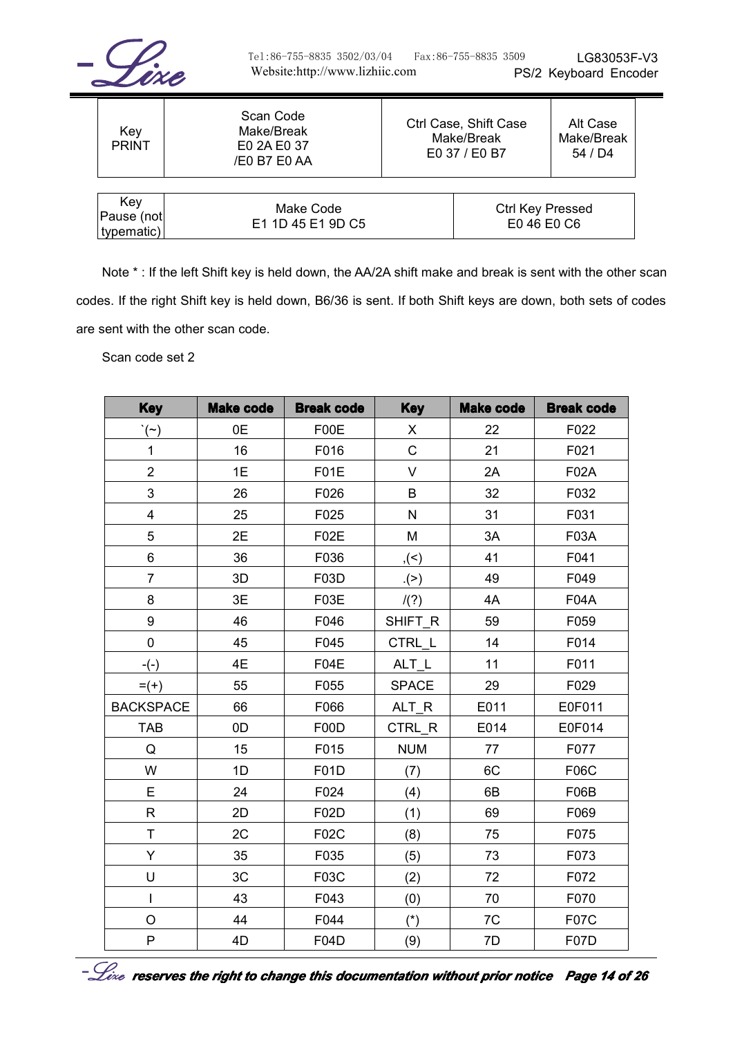| Key PRINT | Scan Code Make/Break E0 2A E0 37 /E0 B7 E0 AA | Ctrl Case, Shift Case Make/Break E0 37 / E0 B7 | Alt Case Make/Break 54 / D4 |
|---|---|---|---|

| Key Pause (not typematic) | Make Code E1 1D 45 E1 9D C5 | Ctrl Key Pressed E0 46 E0 C6 |
|---|---|---|

Note * : If the left Shift key is held down, the AA/2A shift make and break is sent with the other scan codes. If the right Shift key is held down, B6/36 is sent. If both Shift keys are down, both sets of codes are sent with the other scan code.

Scan code set 2

| Key | Make code | Break code | Key | Make code | Break code |
|---|---|---|---|---|---|
| `(~) | 0E | F00E | X | 22 | F022 |
| 1 | 16 | F016 | C | 21 | F021 |
| 2 | 1E | F01E | V | 2A | F02A |
| 3 | 26 | F026 | B | 32 | F032 |
| 4 | 25 | F025 | N | 31 | F031 |
| 5 | 2E | F02E | M | 3A | F03A |
| 6 | 36 | F036 | ,(<) | 41 | F041 |
| 7 | 3D | F03D | .(>) | 49 | F049 |
| 8 | 3E | F03E | /(?) | 4A | F04A |
| 9 | 46 | F046 | SHIFT_R | 59 | F059 |
| 0 | 45 | F045 | CTRL_L | 14 | F014 |
| -(-) | 4E | F04E | ALT_L | 11 | F011 |
| =(+) | 55 | F055 | SPACE | 29 | F029 |
| BACKSPACE | 66 | F066 | ALT_R | E011 | E0F011 |
| TAB | 0D | F00D | CTRL_R | E014 | E0F014 |
| Q | 15 | F015 | NUM | 77 | F077 |
| W | 1D | F01D | (7) | 6C | F06C |
| E | 24 | F024 | (4) | 6B | F06B |
| R | 2D | F02D | (1) | 69 | F069 |
| T | 2C | F02C | (8) | 75 | F075 |
| Y | 35 | F035 | (5) | 73 | F073 |
| U | 3C | F03C | (2) | 72 | F072 |
| I | 43 | F043 | (0) | 70 | F070 |
| O | 44 | F044 | (*) | 7C | F07C |
| P | 4D | F04D | (9) | 7D | F07D |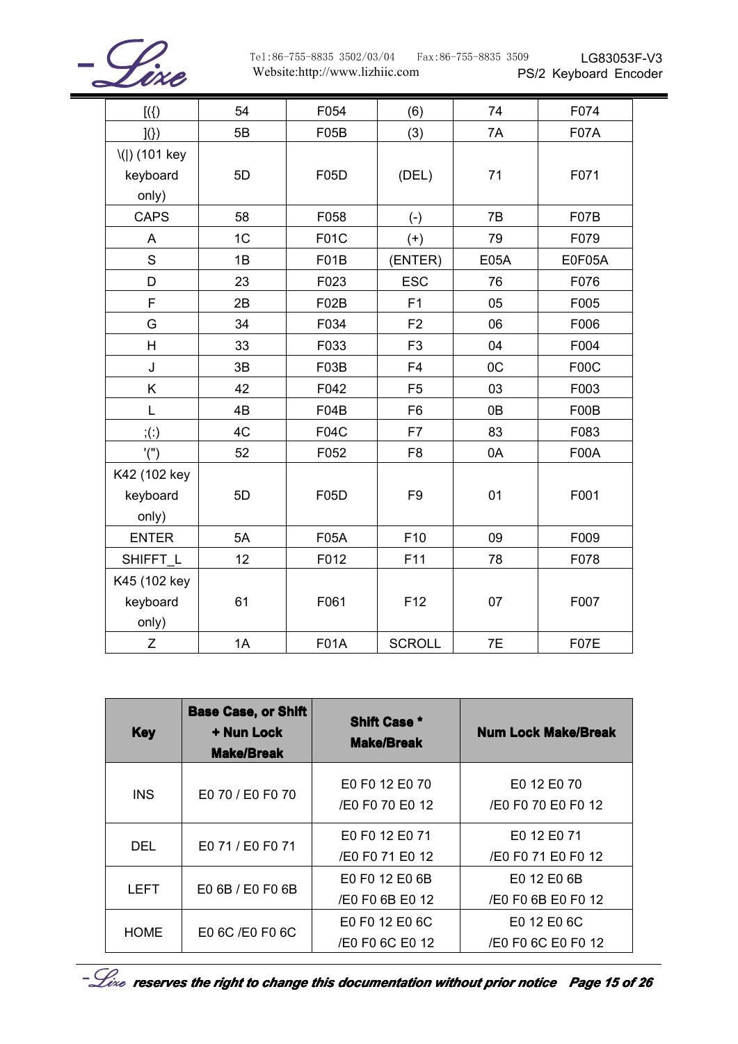| [({) | 54 | F054 | (6) | 74 | F074 |
|---|---|---|---|---|---|
| ](}) | 5B | F05B | (3) | 7A | F07A |
| \(\|) (101 key keyboard only) | 5D | F05D | (DEL) | 71 | F071 |
| CAPS | 58 | F058 | (-) | 7B | F07B |
| A | 1C | F01C | (+) | 79 | F079 |
| S | 1B | F01B | (ENTER) | E05A | E0F05A |
| D | 23 | F023 | ESC | 76 | F076 |
| F | 2B | F02B | F1 | 05 | F005 |
| G | 34 | F034 | F2 | 06 | F006 |
| H | 33 | F033 | F3 | 04 | F004 |
| J | 3B | F03B | F4 | 0C | F00C |
| K | 42 | F042 | F5 | 03 | F003 |
| L | 4B | F04B | F6 | 0B | F00B |
| ;(:) | 4C | F04C | F7 | 83 | F083 |
| '(") | 52 | F052 | F8 | 0A | F00A |
| K42 (102 key keyboard only) | 5D | F05D | F9 | 01 | F001 |
| ENTER | 5A | F05A | F10 | 09 | F009 |
| SHIFFT_L | 12 | F012 | F11 | 78 | F078 |
| K45 (102 key keyboard only) | 61 | F061 | F12 | 07 | F007 |
| Z | 1A | F01A | SCROLL | 7E | F07E |

| **Key** | **Base Case, or Shift + Nun Lock Make/Break** | **Shift Case * Make/Break** | **Num Lock Make/Break** |
|---|---|---|---|
| INS | E0 70 / E0 F0 70 | E0 F0 12 E0 70 /E0 F0 70 E0 12 | E0 12 E0 70 /E0 F0 70 E0 F0 12 |
| DEL | E0 71 / E0 F0 71 | E0 F0 12 E0 71 /E0 F0 71 E0 12 | E0 12 E0 71 /E0 F0 71 E0 F0 12 |
| LEFT | E0 6B / E0 F0 6B | E0 F0 12 E0 6B /E0 F0 6B E0 12 | E0 12 E0 6B /E0 F0 6B E0 F0 12 |
| HOME | E0 6C /E0 F0 6C | E0 F0 12 E0 6C /E0 F0 6C E0 12 | E0 12 E0 6C /E0 F0 6C E0 F0 12 |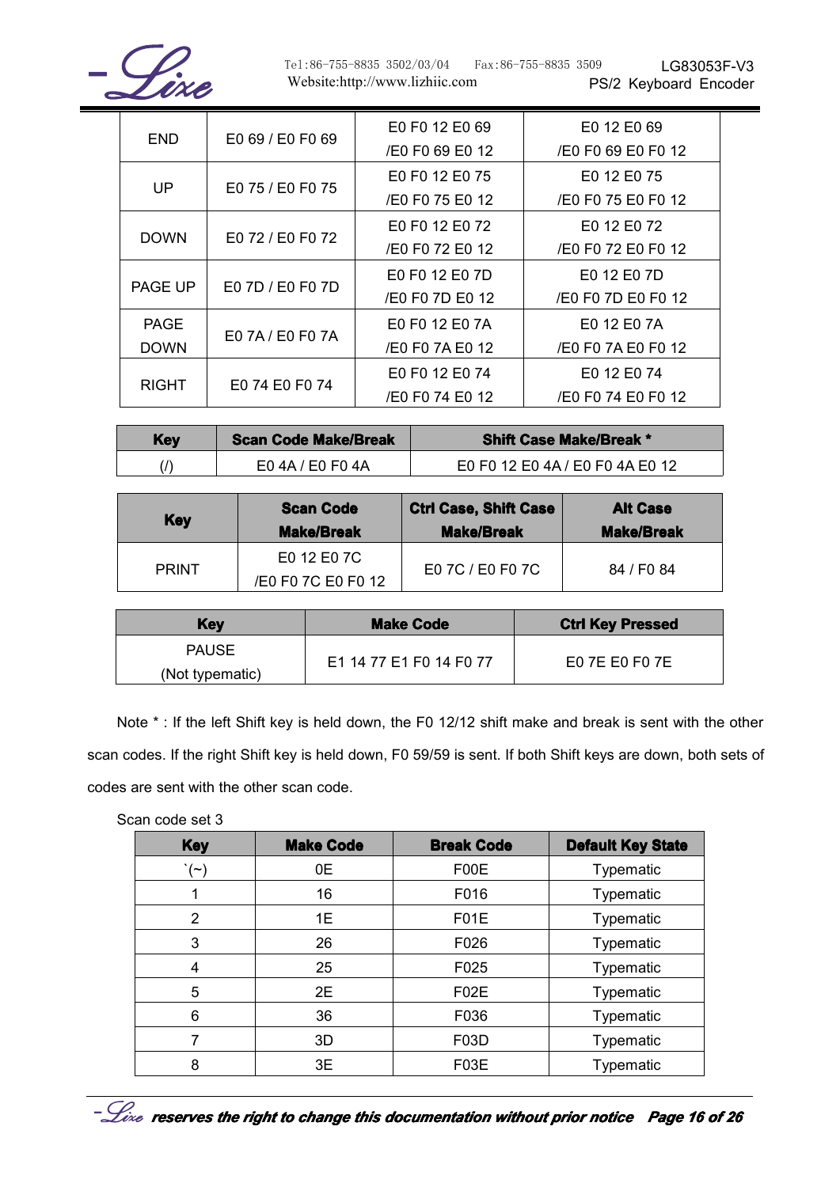| END | E0 69 / E0 F0 69 | E0 F0 12 E0 69 /E0 F0 69 E0 12 | E0 12 E0 69 /E0 F0 69 E0 F0 12 |
|---|---|---|---|
| UP | E0 75 / E0 F0 75 | E0 F0 12 E0 75 /E0 F0 75 E0 12 | E0 12 E0 75 /E0 F0 75 E0 F0 12 |
| DOWN | E0 72 / E0 F0 72 | E0 F0 12 E0 72 /E0 F0 72 E0 12 | E0 12 E0 72 /E0 F0 72 E0 F0 12 |
| PAGE UP | E0 7D / E0 F0 7D | E0 F0 12 E0 7D /E0 F0 7D E0 12 | E0 12 E0 7D /E0 F0 7D E0 F0 12 |
| PAGE DOWN | E0 7A / E0 F0 7A | E0 F0 12 E0 7A /E0 F0 7A E0 12 | E0 12 E0 7A /E0 F0 7A E0 F0 12 |
| RIGHT | E0 74 E0 F0 74 | E0 F0 12 E0 74 /E0 F0 74 E0 12 | E0 12 E0 74 /E0 F0 74 E0 F0 12 |

| Key | Scan Code Make/Break | Shift Case Make/Break * |
|---|---|---|
| (/) | E0 4A / E0 F0 4A | E0 F0 12 E0 4A / E0 F0 4A E0 12 |

| Key | Scan Code Make/Break | Ctrl Case, Shift Case Make/Break | Alt Case Make/Break |
|---|---|---|---|
| PRINT | E0 12 E0 7C /E0 F0 7C E0 F0 12 | E0 7C / E0 F0 7C | 84 / F0 84 |

| Key | Make Code | Ctrl Key Pressed |
|---|---|---|
| PAUSE (Not typematic) | E1 14 77 E1 F0 14 F0 77 | E0 7E E0 F0 7E |

Note * : If the left Shift key is held down, the F0 12/12 shift make and break is sent with the other scan codes. If the right Shift key is held down, F0 59/59 is sent. If both Shift keys are down, both sets of codes are sent with the other scan code.

Scan code set 3

| Key | Make Code | Break Code | Default Key State |
|---|---|---|---|
| `(~) | 0E | F00E | Typematic |
| 1 | 16 | F016 | Typematic |
| 2 | 1E | F01E | Typematic |
| 3 | 26 | F026 | Typematic |
| 4 | 25 | F025 | Typematic |
| 5 | 2E | F02E | Typematic |
| 6 | 36 | F036 | Typematic |
| 7 | 3D | F03D | Typematic |
| 8 | 3E | F03E | Typematic |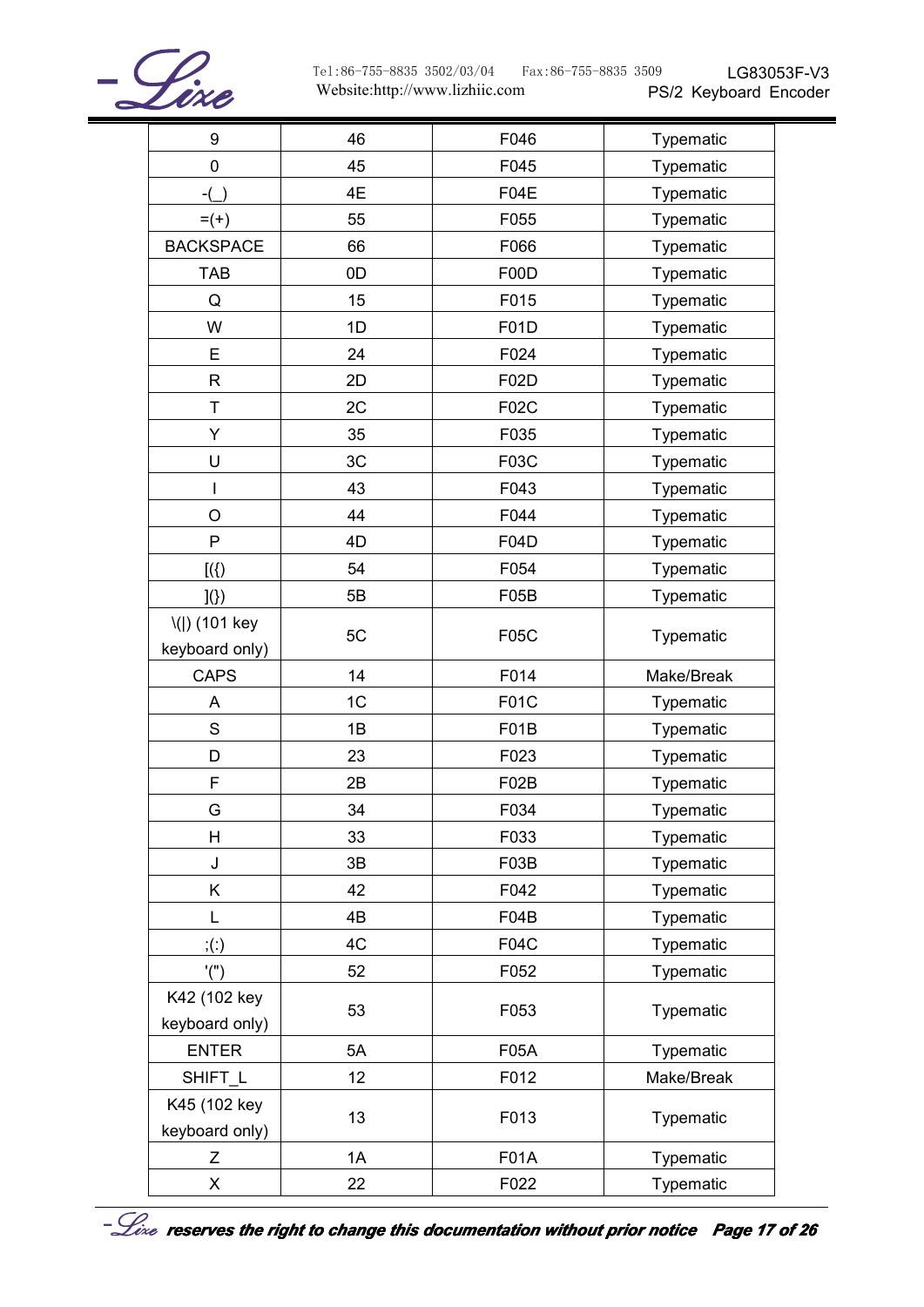| 9 | 46 | F046 | Typematic |
|---|---|---|---|
| 0 | 45 | F045 | Typematic |
| -(_) | 4E | F04E | Typematic |
| =(+) | 55 | F055 | Typematic |
| BACKSPACE | 66 | F066 | Typematic |
| TAB | 0D | F00D | Typematic |
| Q | 15 | F015 | Typematic |
| W | 1D | F01D | Typematic |
| E | 24 | F024 | Typematic |
| R | 2D | F02D | Typematic |
| T | 2C | F02C | Typematic |
| Y | 35 | F035 | Typematic |
| U | 3C | F03C | Typematic |
| I | 43 | F043 | Typematic |
| O | 44 | F044 | Typematic |
| P | 4D | F04D | Typematic |
| [({) | 54 | F054 | Typematic |
| ](}) | 5B | F05B | Typematic |
| \(\|) (101 key keyboard only) | 5C | F05C | Typematic |
| CAPS | 14 | F014 | Make/Break |
| A | 1C | F01C | Typematic |
| S | 1B | F01B | Typematic |
| D | 23 | F023 | Typematic |
| F | 2B | F02B | Typematic |
| G | 34 | F034 | Typematic |
| H | 33 | F033 | Typematic |
| J | 3B | F03B | Typematic |
| K | 42 | F042 | Typematic |
| L | 4B | F04B | Typematic |
| ;(:) | 4C | F04C | Typematic |
| '(") | 52 | F052 | Typematic |
| K42 (102 key keyboard only) | 53 | F053 | Typematic |
| ENTER | 5A | F05A | Typematic |
| SHIFT_L | 12 | F012 | Make/Break |
| K45 (102 key keyboard only) | 13 | F013 | Typematic |
| Z | 1A | F01A | Typematic |
| X | 22 | F022 | Typematic |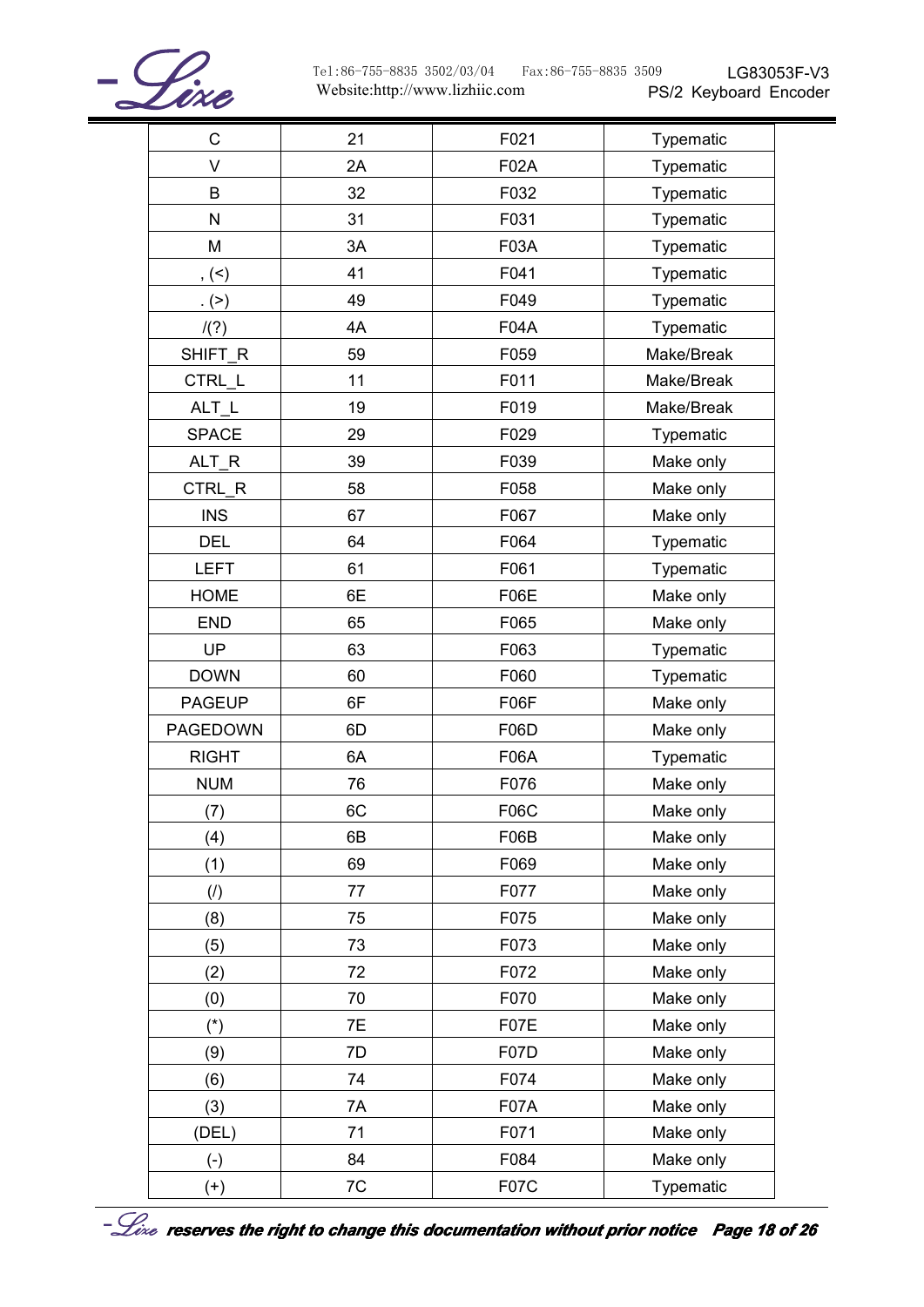| C | 21 | F021 | Typematic |
|---|---|---|---|
| V | 2A | F02A | Typematic |
| B | 32 | F032 | Typematic |
| N | 31 | F031 | Typematic |
| M | 3A | F03A | Typematic |
| , (<) | 41 | F041 | Typematic |
| . (>) | 49 | F049 | Typematic |
| /(?) | 4A | F04A | Typematic |
| SHIFT_R | 59 | F059 | Make/Break |
| CTRL_L | 11 | F011 | Make/Break |
| ALT_L | 19 | F019 | Make/Break |
| SPACE | 29 | F029 | Typematic |
| ALT_R | 39 | F039 | Make only |
| CTRL_R | 58 | F058 | Make only |
| INS | 67 | F067 | Make only |
| DEL | 64 | F064 | Typematic |
| LEFT | 61 | F061 | Typematic |
| HOME | 6E | F06E | Make only |
| END | 65 | F065 | Make only |
| UP | 63 | F063 | Typematic |
| DOWN | 60 | F060 | Typematic |
| PAGEUP | 6F | F06F | Make only |
| PAGEDOWN | 6D | F06D | Make only |
| RIGHT | 6A | F06A | Typematic |
| NUM | 76 | F076 | Make only |
| (7) | 6C | F06C | Make only |
| (4) | 6B | F06B | Make only |
| (1) | 69 | F069 | Make only |
| (/) | 77 | F077 | Make only |
| (8) | 75 | F075 | Make only |
| (5) | 73 | F073 | Make only |
| (2) | 72 | F072 | Make only |
| (0) | 70 | F070 | Make only |
| (*) | 7E | F07E | Make only |
| (9) | 7D | F07D | Make only |
| (6) | 74 | F074 | Make only |
| (3) | 7A | F07A | Make only |
| (DEL) | 71 | F071 | Make only |
| (-) | 84 | F084 | Make only |
| (+) | 7C | F07C | Typematic |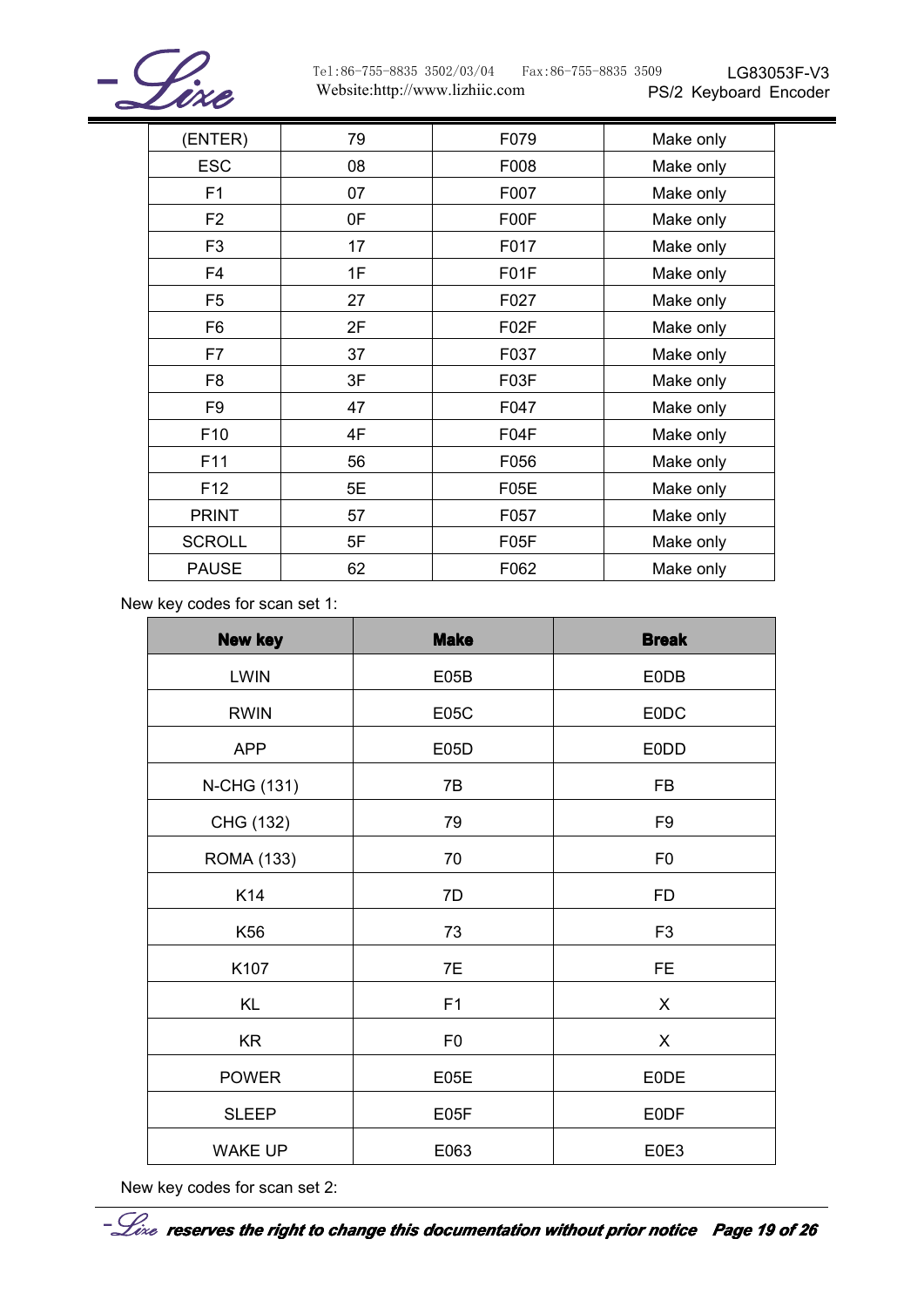| (ENTER) | 79 | F079 | Make only |
|---|---|---|---|
| ESC | 08 | F008 | Make only |
| F1 | 07 | F007 | Make only |
| F2 | 0F | F00F | Make only |
| F3 | 17 | F017 | Make only |
| F4 | 1F | F01F | Make only |
| F5 | 27 | F027 | Make only |
| F6 | 2F | F02F | Make only |
| F7 | 37 | F037 | Make only |
| F8 | 3F | F03F | Make only |
| F9 | 47 | F047 | Make only |
| F10 | 4F | F04F | Make only |
| F11 | 56 | F056 | Make only |
| F12 | 5E | F05E | Make only |
| PRINT | 57 | F057 | Make only |
| SCROLL | 5F | F05F | Make only |
| PAUSE | 62 | F062 | Make only |

New key codes for scan set 1:

| New key | Make | Break |
|---|---|---|
| LWIN | E05B | E0DB |
| RWIN | E05C | E0DC |
| APP | E05D | E0DD |
| N-CHG (131) | 7B | FB |
| CHG (132) | 79 | F9 |
| ROMA (133) | 70 | F0 |
| K14 | 7D | FD |
| K56 | 73 | F3 |
| K107 | 7E | FE |
| KL | F1 | X |
| KR | F0 | X |
| POWER | E05E | E0DE |
| SLEEP | E05F | E0DF |
| WAKE UP | E063 | E0E3 |

New key codes for scan set 2: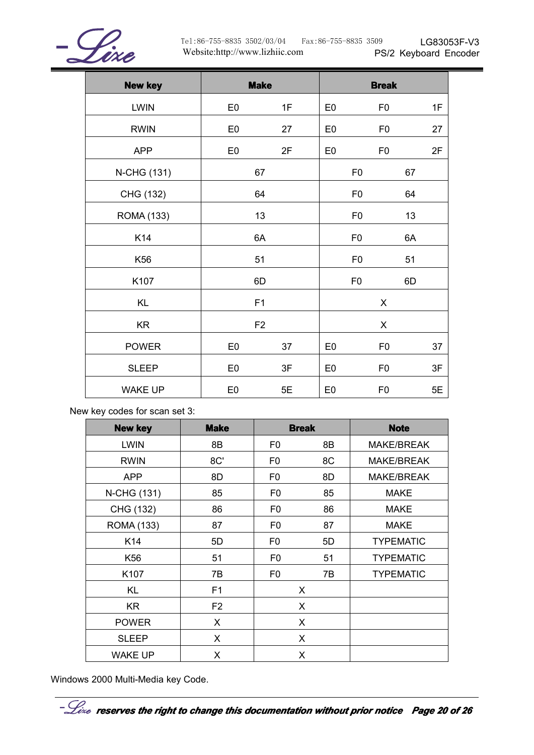| New key | Make | | Break | | |
|---|---|---|---|---|---|
| LWIN | E0 | 1F | E0 | F0 | 1F |
| RWIN | E0 | 27 | E0 | F0 | 27 |
| APP | E0 | 2F | E0 | F0 | 2F |
| N-CHG (131) | 67 | | F0 | 67 | |
| CHG (132) | 64 | | F0 | 64 | |
| ROMA (133) | 13 | | F0 | 13 | |
| K14 | 6A | | F0 | 6A | |
| K56 | 51 | | F0 | 51 | |
| K107 | 6D | | F0 | 6D | |
| KL | F1 | | X | | |
| KR | F2 | | X | | |
| POWER | E0 | 37 | E0 | F0 | 37 |
| SLEEP | E0 | 3F | E0 | F0 | 3F |
| WAKE UP | E0 | 5E | E0 | F0 | 5E |

New key codes for scan set 3:

| New key | Make | Break | | Note |
|---|---|---|---|---|
| LWIN | 8B | F0 | 8B | MAKE/BREAK |
| RWIN | 8C' | F0 | 8C | MAKE/BREAK |
| APP | 8D | F0 | 8D | MAKE/BREAK |
| N-CHG (131) | 85 | F0 | 85 | MAKE |
| CHG (132) | 86 | F0 | 86 | MAKE |
| ROMA (133) | 87 | F0 | 87 | MAKE |
| K14 | 5D | F0 | 5D | TYPEMATIC |
| K56 | 51 | F0 | 51 | TYPEMATIC |
| K107 | 7B | F0 | 7B | TYPEMATIC |
| KL | F1 | X | | |
| KR | F2 | X | | |
| POWER | X | X | | |
| SLEEP | X | X | | |
| WAKE UP | X | X | | |

Windows 2000 Multi-Media key Code.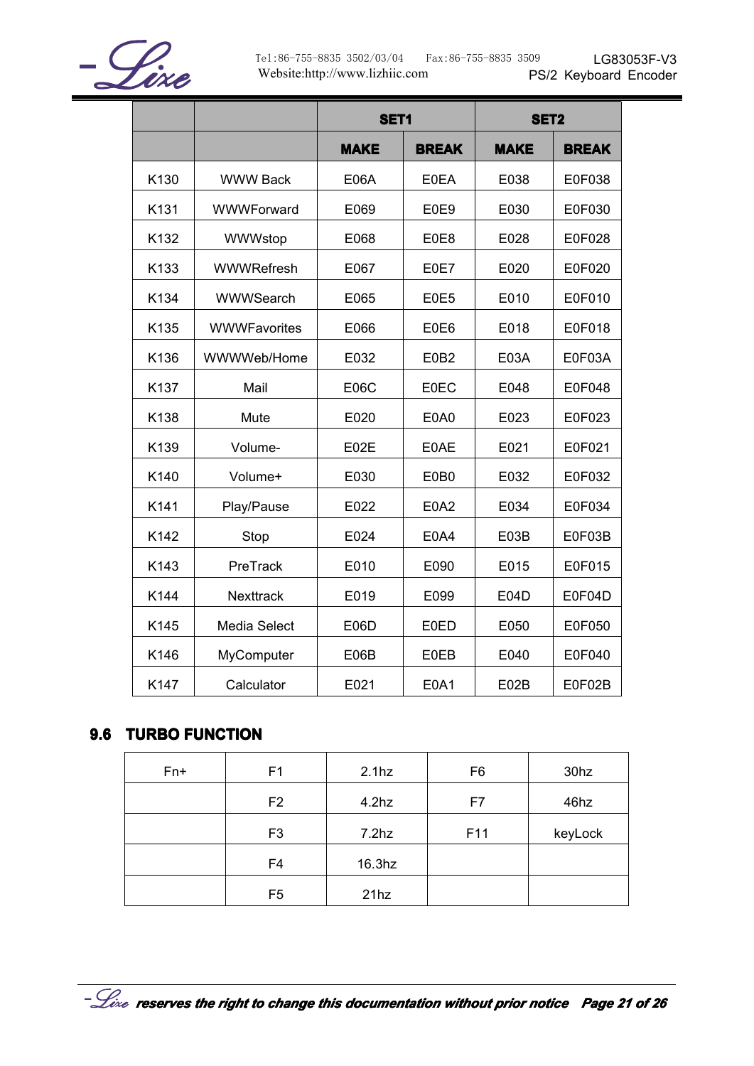| | | SET1 | | SET2 | |
|---|---|---|---|---|---|
| | | MAKE | BREAK | MAKE | BREAK |
| K130 | WWW Back | E06A | E0EA | E038 | E0F038 |
| K131 | WWWForward | E069 | E0E9 | E030 | E0F030 |
| K132 | WWWstop | E068 | E0E8 | E028 | E0F028 |
| K133 | WWWRefresh | E067 | E0E7 | E020 | E0F020 |
| K134 | WWWSearch | E065 | E0E5 | E010 | E0F010 |
| K135 | WWWFavorites | E066 | E0E6 | E018 | E0F018 |
| K136 | WWWWeb/Home | E032 | E0B2 | E03A | E0F03A |
| K137 | Mail | E06C | E0EC | E048 | E0F048 |
| K138 | Mute | E020 | E0A0 | E023 | E0F023 |
| K139 | Volume- | E02E | E0AE | E021 | E0F021 |
| K140 | Volume+ | E030 | E0B0 | E032 | E0F032 |
| K141 | Play/Pause | E022 | E0A2 | E034 | E0F034 |
| K142 | Stop | E024 | E0A4 | E03B | E0F03B |
| K143 | PreTrack | E010 | E090 | E015 | E0F015 |
| K144 | Nexttrack | E019 | E099 | E04D | E0F04D |
| K145 | Media Select | E06D | E0ED | E050 | E0F050 |
| K146 | MyComputer | E06B | E0EB | E040 | E0F040 |
| K147 | Calculator | E021 | E0A1 | E02B | E0F02B |

## 9.6 TURBO FUNCTION

| Fn+ | F1 | 2.1hz | F6 | 30hz |
|---|---|---|---|---|
| | F2 | 4.2hz | F7 | 46hz |
| | F3 | 7.2hz | F11 | keyLock |
| | F4 | 16.3hz | | |
| | F5 | 21hz | | |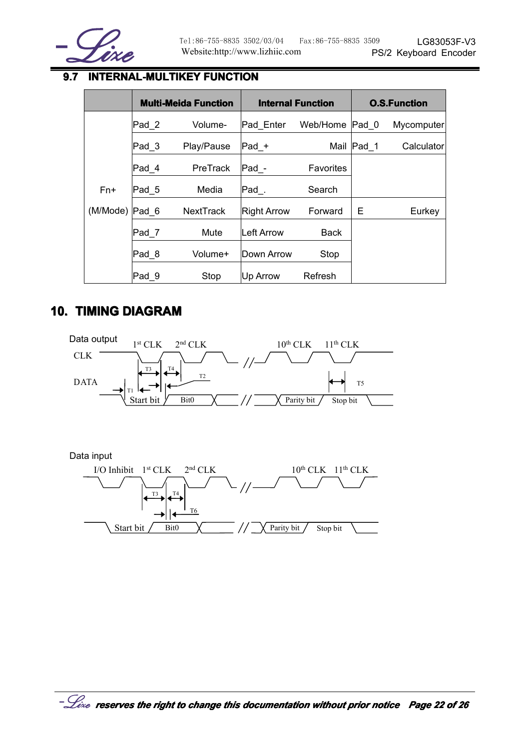## 9.7 INTERNAL-MULTIKEY FUNCTION

| | Multi-Meida Function | | Internal Function | | O.S.Function | |
|---|---|---|---|---|---|---|
| Fn+ (M/Mode) | Pad_2 | Volume- | Pad_Enter | Web/Home | Pad_0 | Mycomputer |
| | Pad_3 | Play/Pause | Pad_+ | Mail | Pad_1 | Calculator |
| | Pad_4 | PreTrack | Pad_- | Favorites | | |
| | Pad_5 | Media | Pad_. | Search | | |
| | Pad_6 | NextTrack | Right Arrow | Forward | E | Eurkey |
| | Pad_7 | Mute | Left Arrow | Back | | |
| | Pad_8 | Volume+ | Down Arrow | Stop | | |
| | Pad_9 | Stop | Up Arrow | Refresh | | |

# 10. TIMING DIAGRAM

Data output

CLK: 1st CLK, 2nd CLK, 10th CLK, 11th CLK

DATA: Start bit, Bit0, Parity bit, Stop bit (T1, T2, T3, T4, T5)

Data input

I/O Inhibit, 1st CLK, 2nd CLK, 10th CLK, 11th CLK

Start bit, Bit0, Parity bit, Stop bit (T3, T4, T6)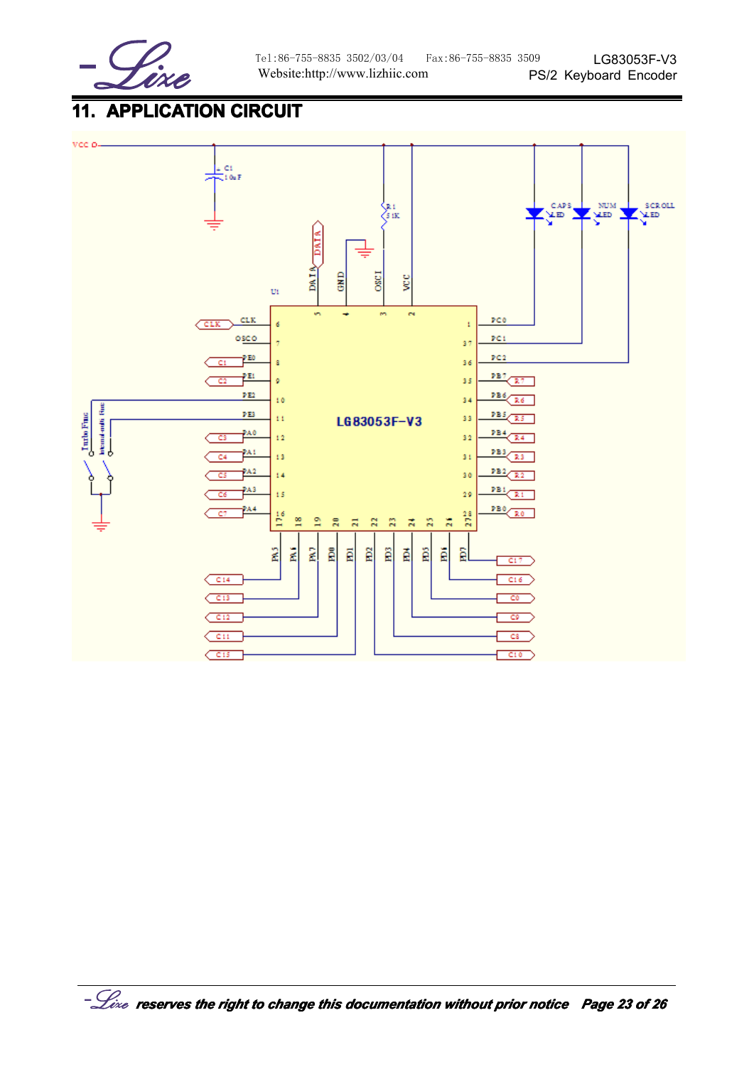# 11. APPLICATION CIRCUIT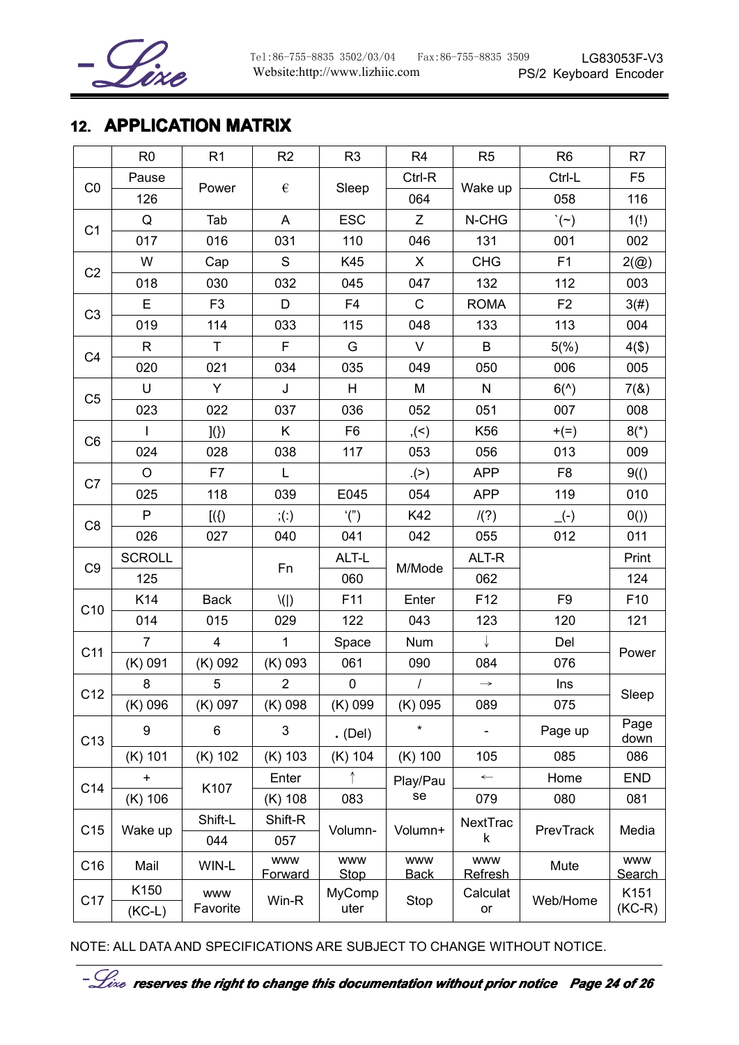## 12. APPLICATION MATRIX

| | R0 | R1 | R2 | R3 | R4 | R5 | R6 | R7 |
|---|---|---|---|---|---|---|---|---|
| C0 | Pause<br>126 | Power | € | Sleep | Ctrl-R<br>064 | Wake up | Ctrl-L<br>058 | F5<br>116 |
| C1 | Q<br>017 | Tab<br>016 | A<br>031 | ESC<br>110 | Z<br>046 | N-CHG<br>131 | `(~)<br>001 | 1(!)<br>002 |
| C2 | W<br>018 | Cap<br>030 | S<br>032 | K45<br>045 | X<br>047 | CHG<br>132 | F1<br>112 | 2(@)<br>003 |
| C3 | E<br>019 | F3<br>114 | D<br>033 | F4<br>115 | C<br>048 | ROMA<br>133 | F2<br>113 | 3(#)<br>004 |
| C4 | R<br>020 | T<br>021 | F<br>034 | G<br>035 | V<br>049 | B<br>050 | 5(%)<br>006 | 4($)<br>005 |
| C5 | U<br>023 | Y<br>022 | J<br>037 | H<br>036 | M<br>052 | N<br>051 | 6(^)<br>007 | 7(&)<br>008 |
| C6 | I<br>024 | ](})<br>028 | K<br>038 | F6<br>117 | ,(<)<br>053 | K56<br>056 | +(=)<br>013 | 8(*)<br>009 |
| C7 | O<br>025 | F7<br>118 | L<br>039 | E045 | .(>)<br>054 | APP<br>APP | F8<br>119 | 9(()<br>010 |
| C8 | P<br>026 | [({)<br>027 | ;(:)<br>040 | '(")<br>041 | K42<br>042 | /(?)<br>055 | _(-)<br>012 | 0())<br>011 |
| C9 | SCROLL<br>125 | | Fn | ALT-L<br>060 | M/Mode | ALT-R<br>062 | | Print<br>124 |
| C10 | K14<br>014 | Back<br>015 | \(\|)<br>029 | F11<br>122 | Enter<br>043 | F12<br>123 | F9<br>120 | F10<br>121 |
| C11 | 7<br>(K) 091 | 4<br>(K) 092 | 1<br>(K) 093 | Space<br>061 | Num<br>090 | ↓<br>084 | Del<br>076 | Power |
| C12 | 8<br>(K) 096 | 5<br>(K) 097 | 2<br>(K) 098 | 0<br>(K) 099 | /<br>(K) 095 | →<br>089 | Ins<br>075 | Sleep |
| C13 | 9<br>(K) 101 | 6<br>(K) 102 | 3<br>(K) 103 | . (Del)<br>(K) 104 | *<br>(K) 100 | -<br>105 | Page up<br>085 | Page down<br>086 |
| C14 | +<br>(K) 106 | K107 | Enter<br>(K) 108 | ↑<br>083 | Play/Pause | ←<br>079 | Home<br>080 | END<br>081 |
| C15 | Wake up | Shift-L<br>044 | Shift-R<br>057 | Volumn- | Volumn+ | NextTrack | PrevTrack | Media |
| C16 | Mail | WIN-L | www Forward | www Stop | www Back | www Refresh | Mute | www Search |
| C17 | K150<br>(KC-L) | www Favorite | Win-R | MyComputer | Stop | Calculator | Web/Home | K151<br>(KC-R) |

NOTE: ALL DATA AND SPECIFICATIONS ARE SUBJECT TO CHANGE WITHOUT NOTICE.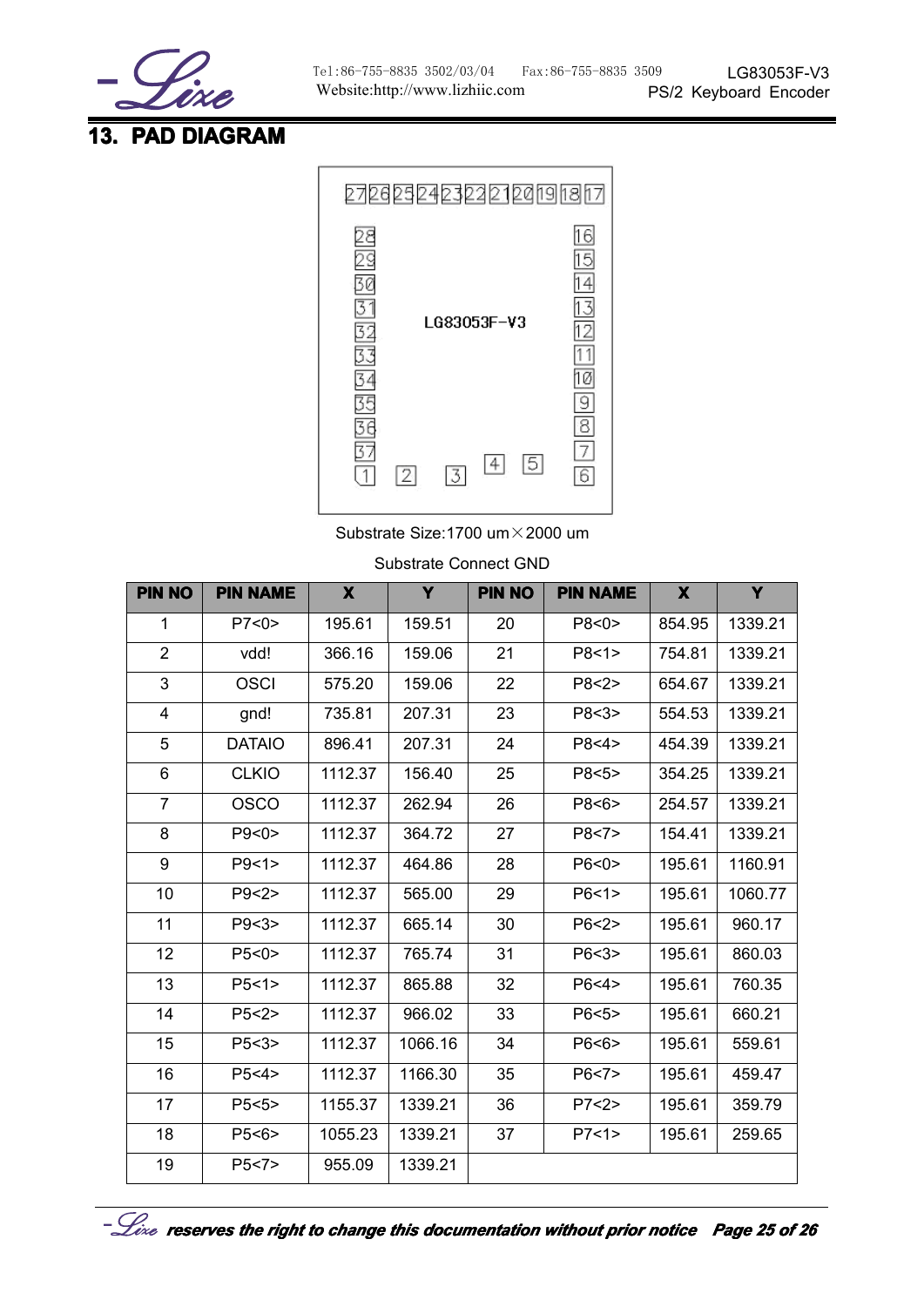## 13. PAD DIAGRAM

Substrate Size:1700 um×2000 um

Substrate Connect GND

| PIN NO | PIN NAME | X | Y | PIN NO | PIN NAME | X | Y |
|---|---|---|---|---|---|---|---|
| 1 | P7<0> | 195.61 | 159.51 | 20 | P8<0> | 854.95 | 1339.21 |
| 2 | vdd! | 366.16 | 159.06 | 21 | P8<1> | 754.81 | 1339.21 |
| 3 | OSCI | 575.20 | 159.06 | 22 | P8<2> | 654.67 | 1339.21 |
| 4 | gnd! | 735.81 | 207.31 | 23 | P8<3> | 554.53 | 1339.21 |
| 5 | DATAIO | 896.41 | 207.31 | 24 | P8<4> | 454.39 | 1339.21 |
| 6 | CLKIO | 1112.37 | 156.40 | 25 | P8<5> | 354.25 | 1339.21 |
| 7 | OSCO | 1112.37 | 262.94 | 26 | P8<6> | 254.57 | 1339.21 |
| 8 | P9<0> | 1112.37 | 364.72 | 27 | P8<7> | 154.41 | 1339.21 |
| 9 | P9<1> | 1112.37 | 464.86 | 28 | P6<0> | 195.61 | 1160.91 |
| 10 | P9<2> | 1112.37 | 565.00 | 29 | P6<1> | 195.61 | 1060.77 |
| 11 | P9<3> | 1112.37 | 665.14 | 30 | P6<2> | 195.61 | 960.17 |
| 12 | P5<0> | 1112.37 | 765.74 | 31 | P6<3> | 195.61 | 860.03 |
| 13 | P5<1> | 1112.37 | 865.88 | 32 | P6<4> | 195.61 | 760.35 |
| 14 | P5<2> | 1112.37 | 966.02 | 33 | P6<5> | 195.61 | 660.21 |
| 15 | P5<3> | 1112.37 | 1066.16 | 34 | P6<6> | 195.61 | 559.61 |
| 16 | P5<4> | 1112.37 | 1166.30 | 35 | P6<7> | 195.61 | 459.47 |
| 17 | P5<5> | 1155.37 | 1339.21 | 36 | P7<2> | 195.61 | 359.79 |
| 18 | P5<6> | 1055.23 | 1339.21 | 37 | P7<1> | 195.61 | 259.65 |
| 19 | P5<7> | 955.09 | 1339.21 | | | | |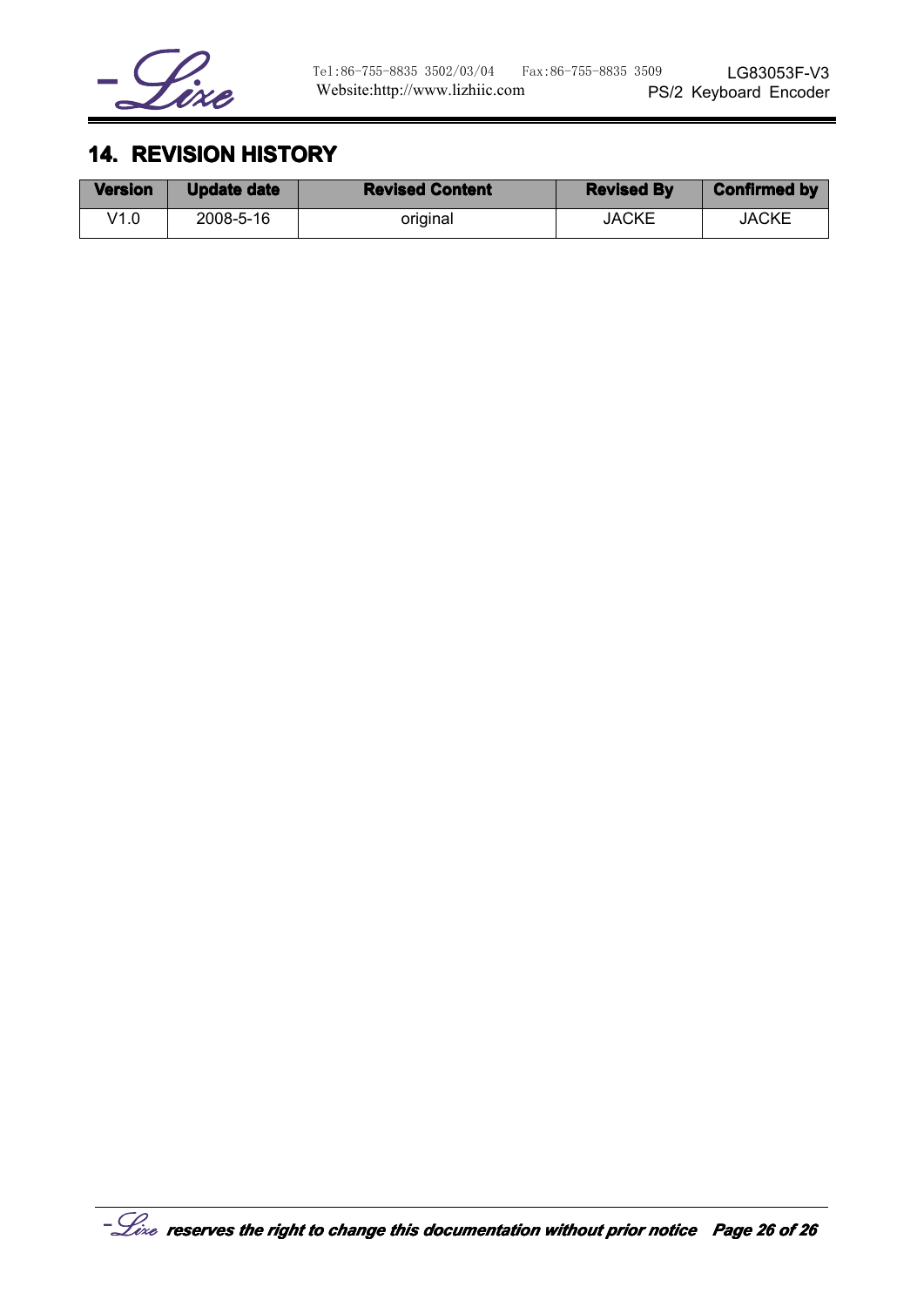## 14. REVISION HISTORY

| Version | Update date | Revised Content | Revised By | Confirmed by |
|---|---|---|---|---|
| V1.0 | 2008-5-16 | original | JACKE | JACKE |